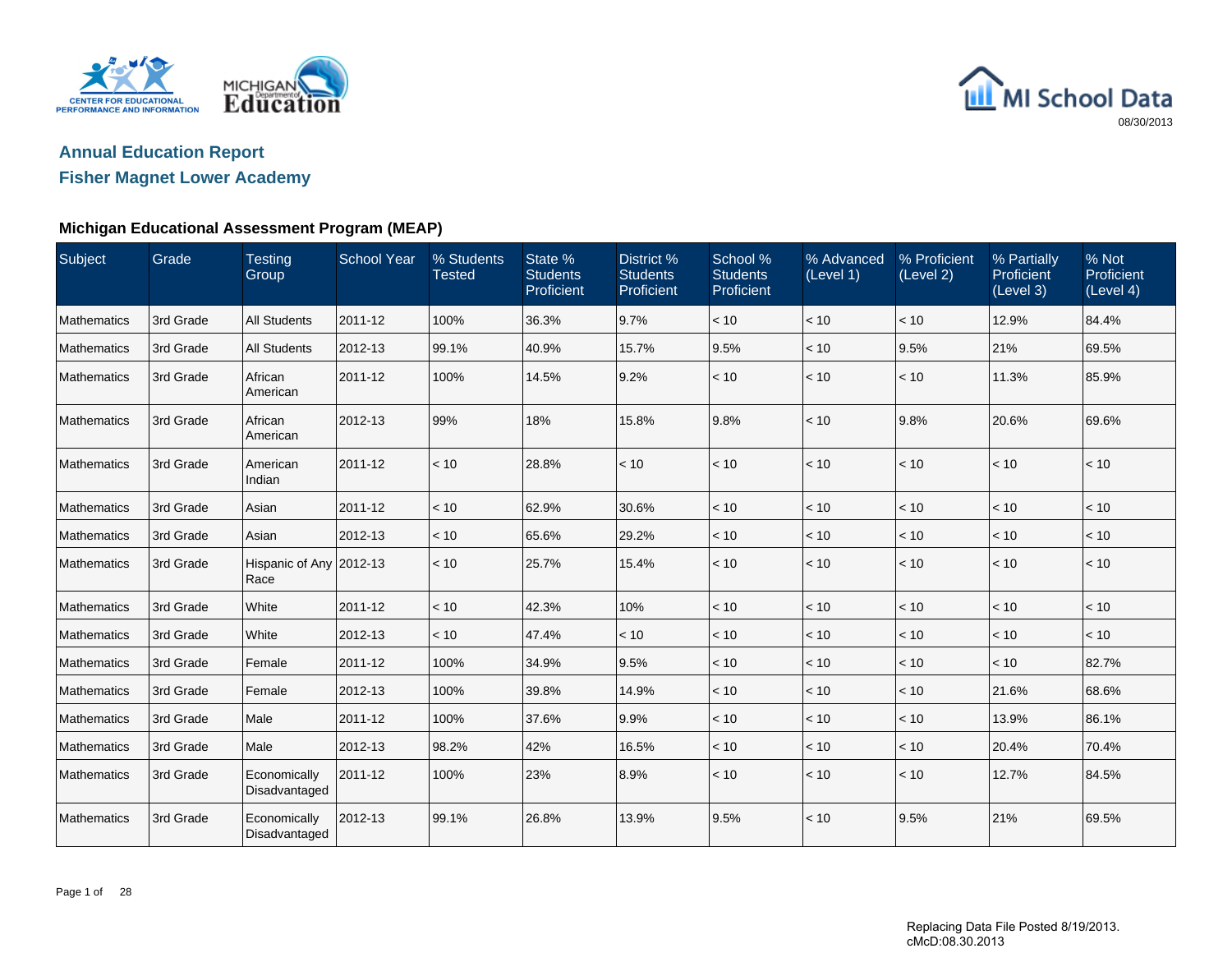MI School Data

08/30/2013

# Annual Education Report

## Fisher Magnet Lower Academy

### Michigan Educational Assessment Program (MEAP)

| Subject | Grade | Testing Group | School Year | % Students Tested | State % Students Proficient | District % Students Proficient | School % Students Proficient | % Advanced (Level 1) | % Proficient (Level 2) | % Partially Proficient (Level 3) | % Not Proficient (Level 4) |
|---|---|---|---|---|---|---|---|---|---|---|---|
| Mathematics | 3rd Grade | All Students | 2011-12 | 100% | 36.3% | 9.7% | < 10 | < 10 | < 10 | 12.9% | 84.4% |
| Mathematics | 3rd Grade | All Students | 2012-13 | 99.1% | 40.9% | 15.7% | 9.5% | < 10 | 9.5% | 21% | 69.5% |
| Mathematics | 3rd Grade | African American | 2011-12 | 100% | 14.5% | 9.2% | < 10 | < 10 | < 10 | 11.3% | 85.9% |
| Mathematics | 3rd Grade | African American | 2012-13 | 99% | 18% | 15.8% | 9.8% | < 10 | 9.8% | 20.6% | 69.6% |
| Mathematics | 3rd Grade | American Indian | 2011-12 | < 10 | 28.8% | < 10 | < 10 | < 10 | < 10 | < 10 | < 10 |
| Mathematics | 3rd Grade | Asian | 2011-12 | < 10 | 62.9% | 30.6% | < 10 | < 10 | < 10 | < 10 | < 10 |
| Mathematics | 3rd Grade | Asian | 2012-13 | < 10 | 65.6% | 29.2% | < 10 | < 10 | < 10 | < 10 | < 10 |
| Mathematics | 3rd Grade | Hispanic of Any Race | 2012-13 | < 10 | 25.7% | 15.4% | < 10 | < 10 | < 10 | < 10 | < 10 |
| Mathematics | 3rd Grade | White | 2011-12 | < 10 | 42.3% | 10% | < 10 | < 10 | < 10 | < 10 | < 10 |
| Mathematics | 3rd Grade | White | 2012-13 | < 10 | 47.4% | < 10 | < 10 | < 10 | < 10 | < 10 | < 10 |
| Mathematics | 3rd Grade | Female | 2011-12 | 100% | 34.9% | 9.5% | < 10 | < 10 | < 10 | < 10 | 82.7% |
| Mathematics | 3rd Grade | Female | 2012-13 | 100% | 39.8% | 14.9% | < 10 | < 10 | < 10 | 21.6% | 68.6% |
| Mathematics | 3rd Grade | Male | 2011-12 | 100% | 37.6% | 9.9% | < 10 | < 10 | < 10 | 13.9% | 86.1% |
| Mathematics | 3rd Grade | Male | 2012-13 | 98.2% | 42% | 16.5% | < 10 | < 10 | < 10 | 20.4% | 70.4% |
| Mathematics | 3rd Grade | Economically Disadvantaged | 2011-12 | 100% | 23% | 8.9% | < 10 | < 10 | < 10 | 12.7% | 84.5% |
| Mathematics | 3rd Grade | Economically Disadvantaged | 2012-13 | 99.1% | 26.8% | 13.9% | 9.5% | < 10 | 9.5% | 21% | 69.5% |

Replacing Data File Posted 8/19/2013.
cMcD:08.30.2013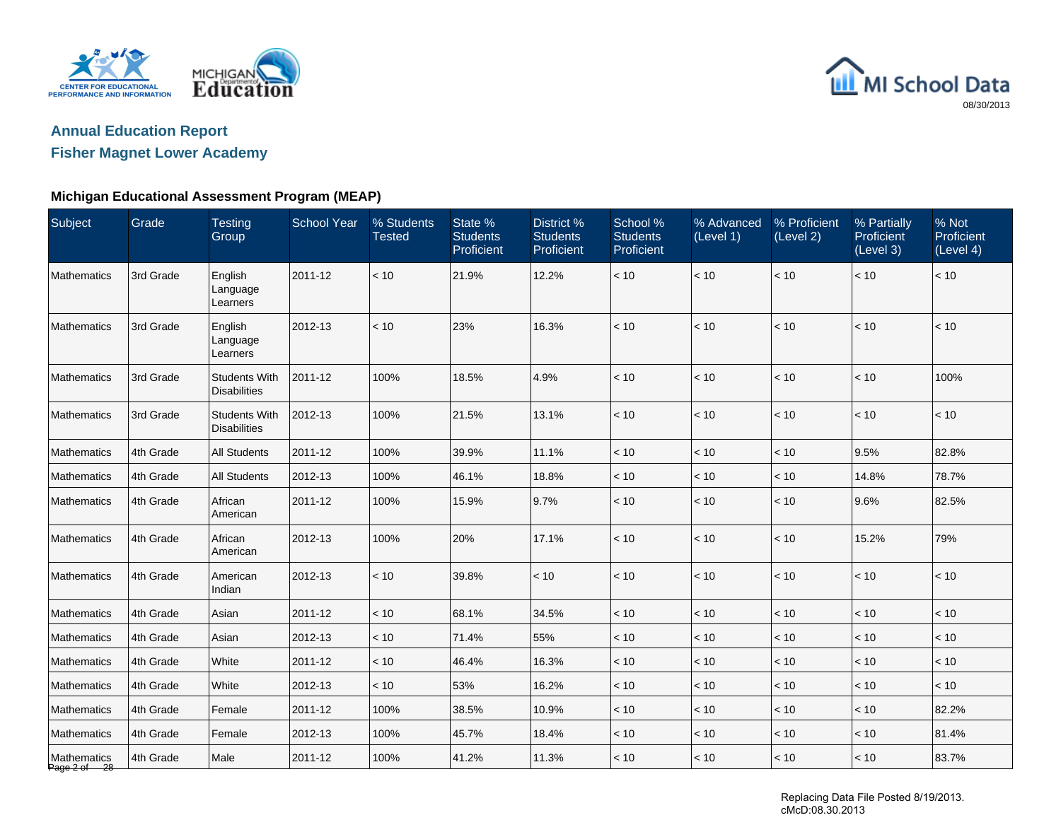## Annual Education Report

## Fisher Magnet Lower Academy

08/30/2013

### Michigan Educational Assessment Program (MEAP)

| Subject | Grade | Testing Group | School Year | % Students Tested | State % Students Proficient | District % Students Proficient | School % Students Proficient | % Advanced (Level 1) | % Proficient (Level 2) | % Partially Proficient (Level 3) | % Not Proficient (Level 4) |
|---|---|---|---|---|---|---|---|---|---|---|---|
| Mathematics | 3rd Grade | English Language Learners | 2011-12 | < 10 | 21.9% | 12.2% | < 10 | < 10 | < 10 | < 10 | < 10 |
| Mathematics | 3rd Grade | English Language Learners | 2012-13 | < 10 | 23% | 16.3% | < 10 | < 10 | < 10 | < 10 | < 10 |
| Mathematics | 3rd Grade | Students With Disabilities | 2011-12 | 100% | 18.5% | 4.9% | < 10 | < 10 | < 10 | < 10 | 100% |
| Mathematics | 3rd Grade | Students With Disabilities | 2012-13 | 100% | 21.5% | 13.1% | < 10 | < 10 | < 10 | < 10 | < 10 |
| Mathematics | 4th Grade | All Students | 2011-12 | 100% | 39.9% | 11.1% | < 10 | < 10 | < 10 | 9.5% | 82.8% |
| Mathematics | 4th Grade | All Students | 2012-13 | 100% | 46.1% | 18.8% | < 10 | < 10 | < 10 | 14.8% | 78.7% |
| Mathematics | 4th Grade | African American | 2011-12 | 100% | 15.9% | 9.7% | < 10 | < 10 | < 10 | 9.6% | 82.5% |
| Mathematics | 4th Grade | African American | 2012-13 | 100% | 20% | 17.1% | < 10 | < 10 | < 10 | 15.2% | 79% |
| Mathematics | 4th Grade | American Indian | 2012-13 | < 10 | 39.8% | < 10 | < 10 | < 10 | < 10 | < 10 | < 10 |
| Mathematics | 4th Grade | Asian | 2011-12 | < 10 | 68.1% | 34.5% | < 10 | < 10 | < 10 | < 10 | < 10 |
| Mathematics | 4th Grade | Asian | 2012-13 | < 10 | 71.4% | 55% | < 10 | < 10 | < 10 | < 10 | < 10 |
| Mathematics | 4th Grade | White | 2011-12 | < 10 | 46.4% | 16.3% | < 10 | < 10 | < 10 | < 10 | < 10 |
| Mathematics | 4th Grade | White | 2012-13 | < 10 | 53% | 16.2% | < 10 | < 10 | < 10 | < 10 | < 10 |
| Mathematics | 4th Grade | Female | 2011-12 | 100% | 38.5% | 10.9% | < 10 | < 10 | < 10 | < 10 | 82.2% |
| Mathematics | 4th Grade | Female | 2012-13 | 100% | 45.7% | 18.4% | < 10 | < 10 | < 10 | < 10 | 81.4% |
| Mathematics | 4th Grade | Male | 2011-12 | 100% | 41.2% | 11.3% | < 10 | < 10 | < 10 | < 10 | 83.7% |

Replacing Data File Posted 8/19/2013.
cMcD:08.30.2013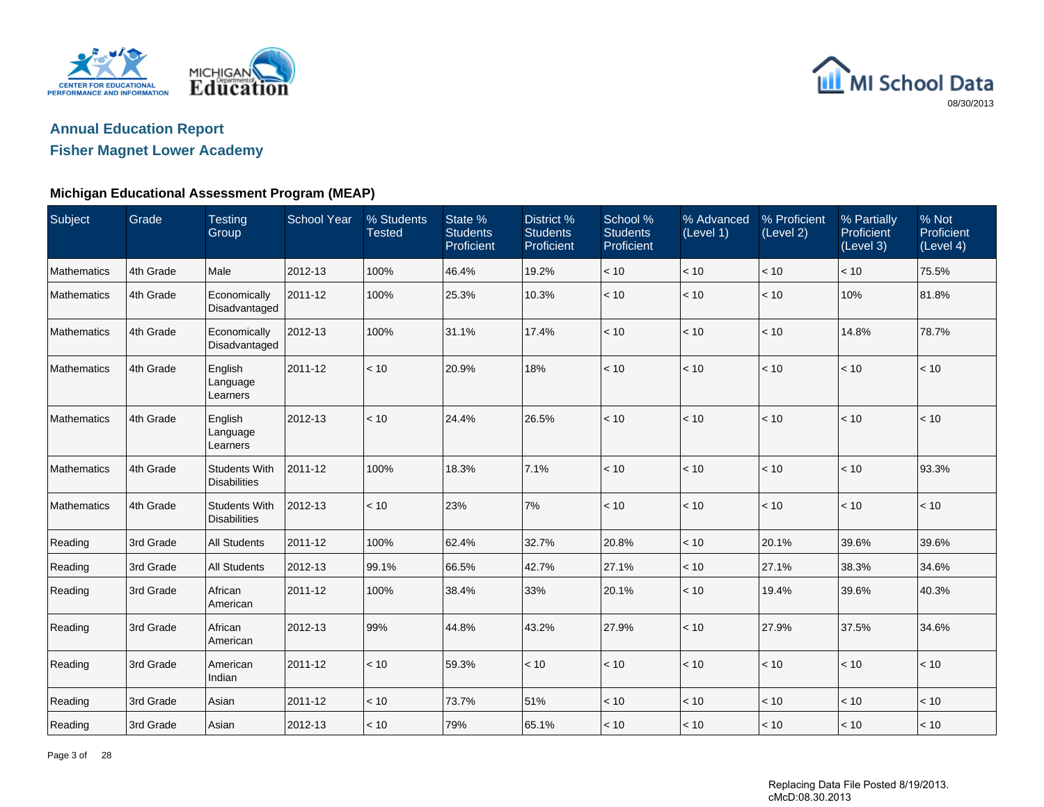## Annual Education Report

## Fisher Magnet Lower Academy

### Michigan Educational Assessment Program (MEAP)

| Subject | Grade | Testing Group | School Year | % Students Tested | State % Students Proficient | District % Students Proficient | School % Students Proficient | % Advanced (Level 1) | % Proficient (Level 2) | % Partially Proficient (Level 3) | % Not Proficient (Level 4) |
|---|---|---|---|---|---|---|---|---|---|---|---|
| Mathematics | 4th Grade | Male | 2012-13 | 100% | 46.4% | 19.2% | < 10 | < 10 | < 10 | < 10 | 75.5% |
| Mathematics | 4th Grade | Economically Disadvantaged | 2011-12 | 100% | 25.3% | 10.3% | < 10 | < 10 | < 10 | 10% | 81.8% |
| Mathematics | 4th Grade | Economically Disadvantaged | 2012-13 | 100% | 31.1% | 17.4% | < 10 | < 10 | < 10 | 14.8% | 78.7% |
| Mathematics | 4th Grade | English Language Learners | 2011-12 | < 10 | 20.9% | 18% | < 10 | < 10 | < 10 | < 10 | < 10 |
| Mathematics | 4th Grade | English Language Learners | 2012-13 | < 10 | 24.4% | 26.5% | < 10 | < 10 | < 10 | < 10 | < 10 |
| Mathematics | 4th Grade | Students With Disabilities | 2011-12 | 100% | 18.3% | 7.1% | < 10 | < 10 | < 10 | < 10 | 93.3% |
| Mathematics | 4th Grade | Students With Disabilities | 2012-13 | < 10 | 23% | 7% | < 10 | < 10 | < 10 | < 10 | < 10 |
| Reading | 3rd Grade | All Students | 2011-12 | 100% | 62.4% | 32.7% | 20.8% | < 10 | 20.1% | 39.6% | 39.6% |
| Reading | 3rd Grade | All Students | 2012-13 | 99.1% | 66.5% | 42.7% | 27.1% | < 10 | 27.1% | 38.3% | 34.6% |
| Reading | 3rd Grade | African American | 2011-12 | 100% | 38.4% | 33% | 20.1% | < 10 | 19.4% | 39.6% | 40.3% |
| Reading | 3rd Grade | African American | 2012-13 | 99% | 44.8% | 43.2% | 27.9% | < 10 | 27.9% | 37.5% | 34.6% |
| Reading | 3rd Grade | American Indian | 2011-12 | < 10 | 59.3% | < 10 | < 10 | < 10 | < 10 | < 10 | < 10 |
| Reading | 3rd Grade | Asian | 2011-12 | < 10 | 73.7% | 51% | < 10 | < 10 | < 10 | < 10 | < 10 |
| Reading | 3rd Grade | Asian | 2012-13 | < 10 | 79% | 65.1% | < 10 | < 10 | < 10 | < 10 | < 10 |

Replacing Data File Posted 8/19/2013.
cMcD:08.30.2013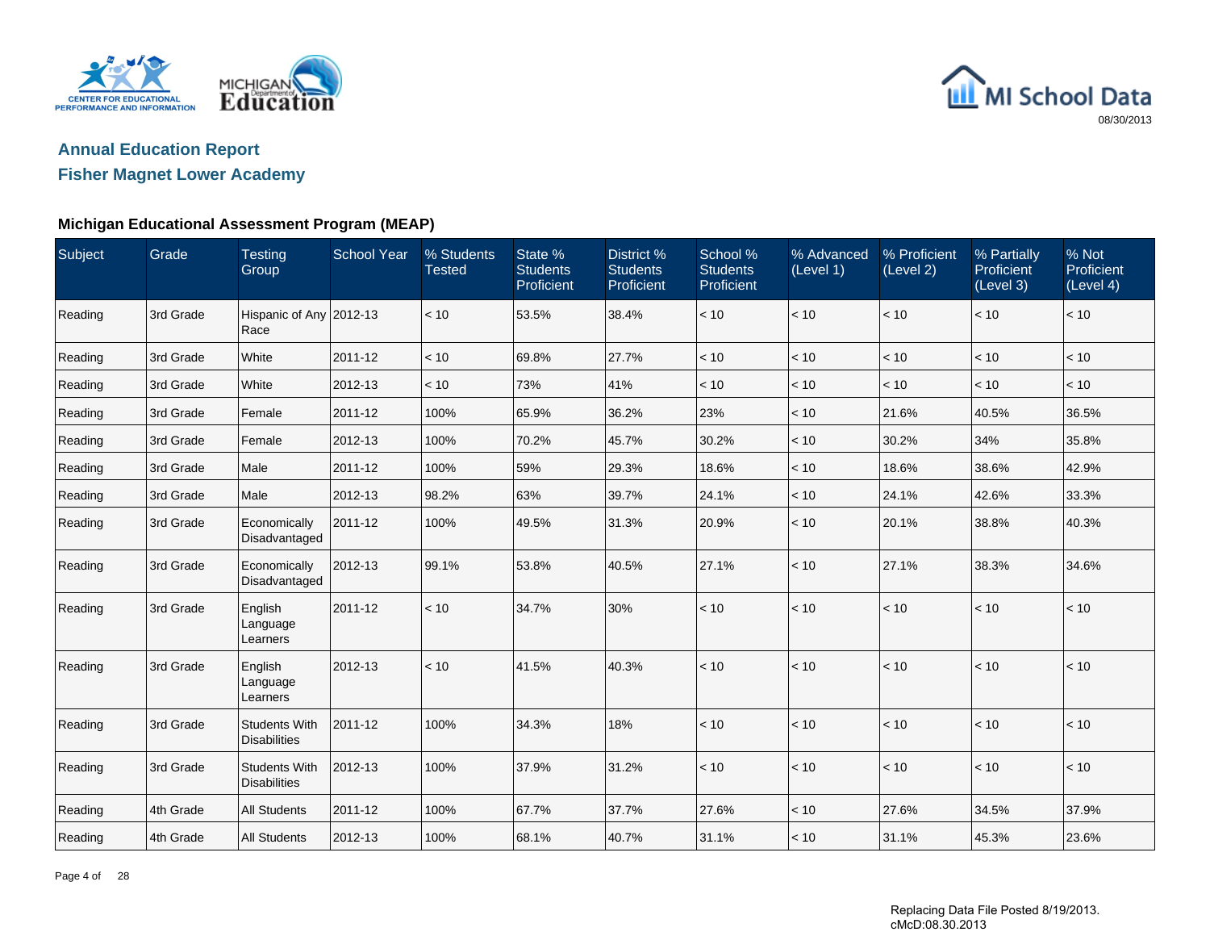## Annual Education Report

## Fisher Magnet Lower Academy

### Michigan Educational Assessment Program (MEAP)

| Subject | Grade | Testing Group | School Year | % Students Tested | State % Students Proficient | District % Students Proficient | School % Students Proficient | % Advanced (Level 1) | % Proficient (Level 2) | % Partially Proficient (Level 3) | % Not Proficient (Level 4) |
|---|---|---|---|---|---|---|---|---|---|---|---|
| Reading | 3rd Grade | Hispanic of Any Race | 2012-13 | < 10 | 53.5% | 38.4% | < 10 | < 10 | < 10 | < 10 | < 10 |
| Reading | 3rd Grade | White | 2011-12 | < 10 | 69.8% | 27.7% | < 10 | < 10 | < 10 | < 10 | < 10 |
| Reading | 3rd Grade | White | 2012-13 | < 10 | 73% | 41% | < 10 | < 10 | < 10 | < 10 | < 10 |
| Reading | 3rd Grade | Female | 2011-12 | 100% | 65.9% | 36.2% | 23% | < 10 | 21.6% | 40.5% | 36.5% |
| Reading | 3rd Grade | Female | 2012-13 | 100% | 70.2% | 45.7% | 30.2% | < 10 | 30.2% | 34% | 35.8% |
| Reading | 3rd Grade | Male | 2011-12 | 100% | 59% | 29.3% | 18.6% | < 10 | 18.6% | 38.6% | 42.9% |
| Reading | 3rd Grade | Male | 2012-13 | 98.2% | 63% | 39.7% | 24.1% | < 10 | 24.1% | 42.6% | 33.3% |
| Reading | 3rd Grade | Economically Disadvantaged | 2011-12 | 100% | 49.5% | 31.3% | 20.9% | < 10 | 20.1% | 38.8% | 40.3% |
| Reading | 3rd Grade | Economically Disadvantaged | 2012-13 | 99.1% | 53.8% | 40.5% | 27.1% | < 10 | 27.1% | 38.3% | 34.6% |
| Reading | 3rd Grade | English Language Learners | 2011-12 | < 10 | 34.7% | 30% | < 10 | < 10 | < 10 | < 10 | < 10 |
| Reading | 3rd Grade | English Language Learners | 2012-13 | < 10 | 41.5% | 40.3% | < 10 | < 10 | < 10 | < 10 | < 10 |
| Reading | 3rd Grade | Students With Disabilities | 2011-12 | 100% | 34.3% | 18% | < 10 | < 10 | < 10 | < 10 | < 10 |
| Reading | 3rd Grade | Students With Disabilities | 2012-13 | 100% | 37.9% | 31.2% | < 10 | < 10 | < 10 | < 10 | < 10 |
| Reading | 4th Grade | All Students | 2011-12 | 100% | 67.7% | 37.7% | 27.6% | < 10 | 27.6% | 34.5% | 37.9% |
| Reading | 4th Grade | All Students | 2012-13 | 100% | 68.1% | 40.7% | 31.1% | < 10 | 31.1% | 45.3% | 23.6% |

Replacing Data File Posted 8/19/2013.
cMcD:08.30.2013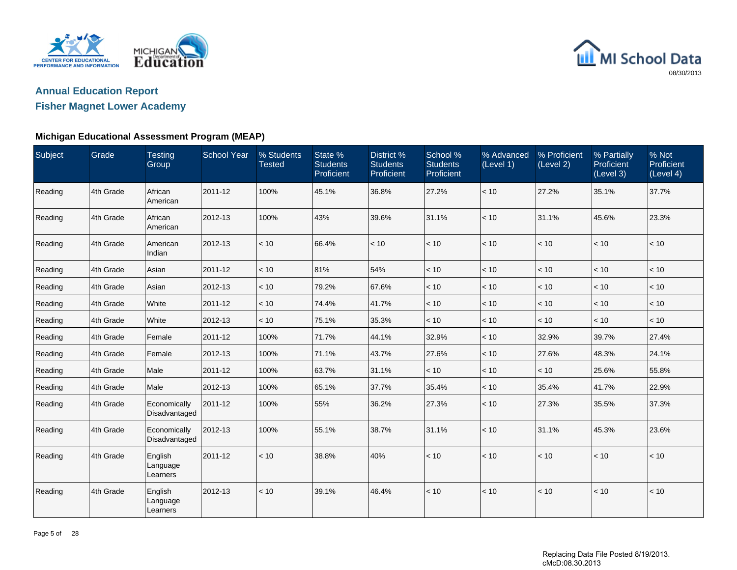## Annual Education Report

## Fisher Magnet Lower Academy

### Michigan Educational Assessment Program (MEAP)

| Subject | Grade | Testing Group | School Year | % Students Tested | State % Students Proficient | District % Students Proficient | School % Students Proficient | % Advanced (Level 1) | % Proficient (Level 2) | % Partially Proficient (Level 3) | % Not Proficient (Level 4) |
|---|---|---|---|---|---|---|---|---|---|---|---|
| Reading | 4th Grade | African American | 2011-12 | 100% | 45.1% | 36.8% | 27.2% | < 10 | 27.2% | 35.1% | 37.7% |
| Reading | 4th Grade | African American | 2012-13 | 100% | 43% | 39.6% | 31.1% | < 10 | 31.1% | 45.6% | 23.3% |
| Reading | 4th Grade | American Indian | 2012-13 | < 10 | 66.4% | < 10 | < 10 | < 10 | < 10 | < 10 | < 10 |
| Reading | 4th Grade | Asian | 2011-12 | < 10 | 81% | 54% | < 10 | < 10 | < 10 | < 10 | < 10 |
| Reading | 4th Grade | Asian | 2012-13 | < 10 | 79.2% | 67.6% | < 10 | < 10 | < 10 | < 10 | < 10 |
| Reading | 4th Grade | White | 2011-12 | < 10 | 74.4% | 41.7% | < 10 | < 10 | < 10 | < 10 | < 10 |
| Reading | 4th Grade | White | 2012-13 | < 10 | 75.1% | 35.3% | < 10 | < 10 | < 10 | < 10 | < 10 |
| Reading | 4th Grade | Female | 2011-12 | 100% | 71.7% | 44.1% | 32.9% | < 10 | 32.9% | 39.7% | 27.4% |
| Reading | 4th Grade | Female | 2012-13 | 100% | 71.1% | 43.7% | 27.6% | < 10 | 27.6% | 48.3% | 24.1% |
| Reading | 4th Grade | Male | 2011-12 | 100% | 63.7% | 31.1% | < 10 | < 10 | < 10 | 25.6% | 55.8% |
| Reading | 4th Grade | Male | 2012-13 | 100% | 65.1% | 37.7% | 35.4% | < 10 | 35.4% | 41.7% | 22.9% |
| Reading | 4th Grade | Economically Disadvantaged | 2011-12 | 100% | 55% | 36.2% | 27.3% | < 10 | 27.3% | 35.5% | 37.3% |
| Reading | 4th Grade | Economically Disadvantaged | 2012-13 | 100% | 55.1% | 38.7% | 31.1% | < 10 | 31.1% | 45.3% | 23.6% |
| Reading | 4th Grade | English Language Learners | 2011-12 | < 10 | 38.8% | 40% | < 10 | < 10 | < 10 | < 10 | < 10 |
| Reading | 4th Grade | English Language Learners | 2012-13 | < 10 | 39.1% | 46.4% | < 10 | < 10 | < 10 | < 10 | < 10 |

Replacing Data File Posted 8/19/2013.
cMcD:08.30.2013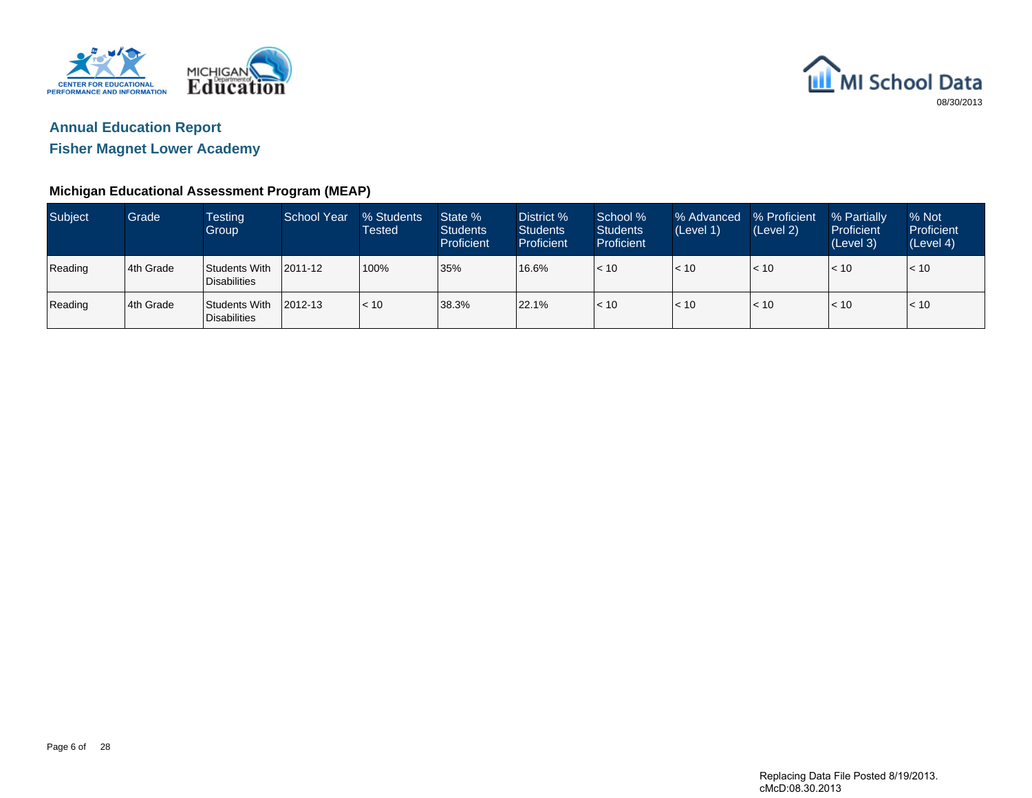## Annual Education Report

## Fisher Magnet Lower Academy

### Michigan Educational Assessment Program (MEAP)

| Subject | Grade | Testing Group | School Year | % Students Tested | State % Students Proficient | District % Students Proficient | School % Students Proficient | % Advanced (Level 1) | % Proficient (Level 2) | % Partially Proficient (Level 3) | % Not Proficient (Level 4) |
|---|---|---|---|---|---|---|---|---|---|---|---|
| Reading | 4th Grade | Students With Disabilities | 2011-12 | 100% | 35% | 16.6% | < 10 | < 10 | < 10 | < 10 | < 10 |
| Reading | 4th Grade | Students With Disabilities | 2012-13 | < 10 | 38.3% | 22.1% | < 10 | < 10 | < 10 | < 10 | < 10 |

Replacing Data File Posted 8/19/2013.
cMcD:08.30.2013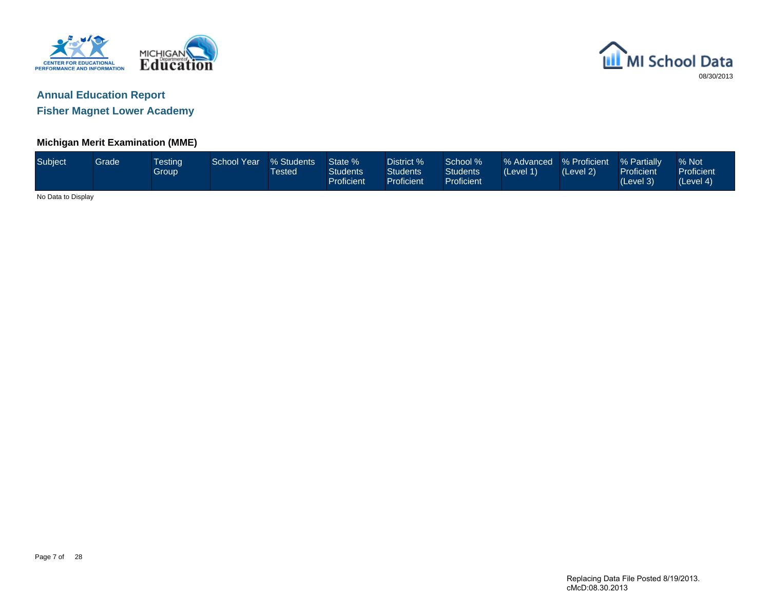## Annual Education Report

## Fisher Magnet Lower Academy

### Michigan Merit Examination (MME)

| Subject | Grade | Testing Group | School Year | % Students Tested | State % Students Proficient | District % Students Proficient | School % Students Proficient | % Advanced (Level 1) | % Proficient (Level 2) | % Partially Proficient (Level 3) | % Not Proficient (Level 4) |
|---|---|---|---|---|---|---|---|---|---|---|---|

No Data to Display

Replacing Data File Posted 8/19/2013.
cMcD:08.30.2013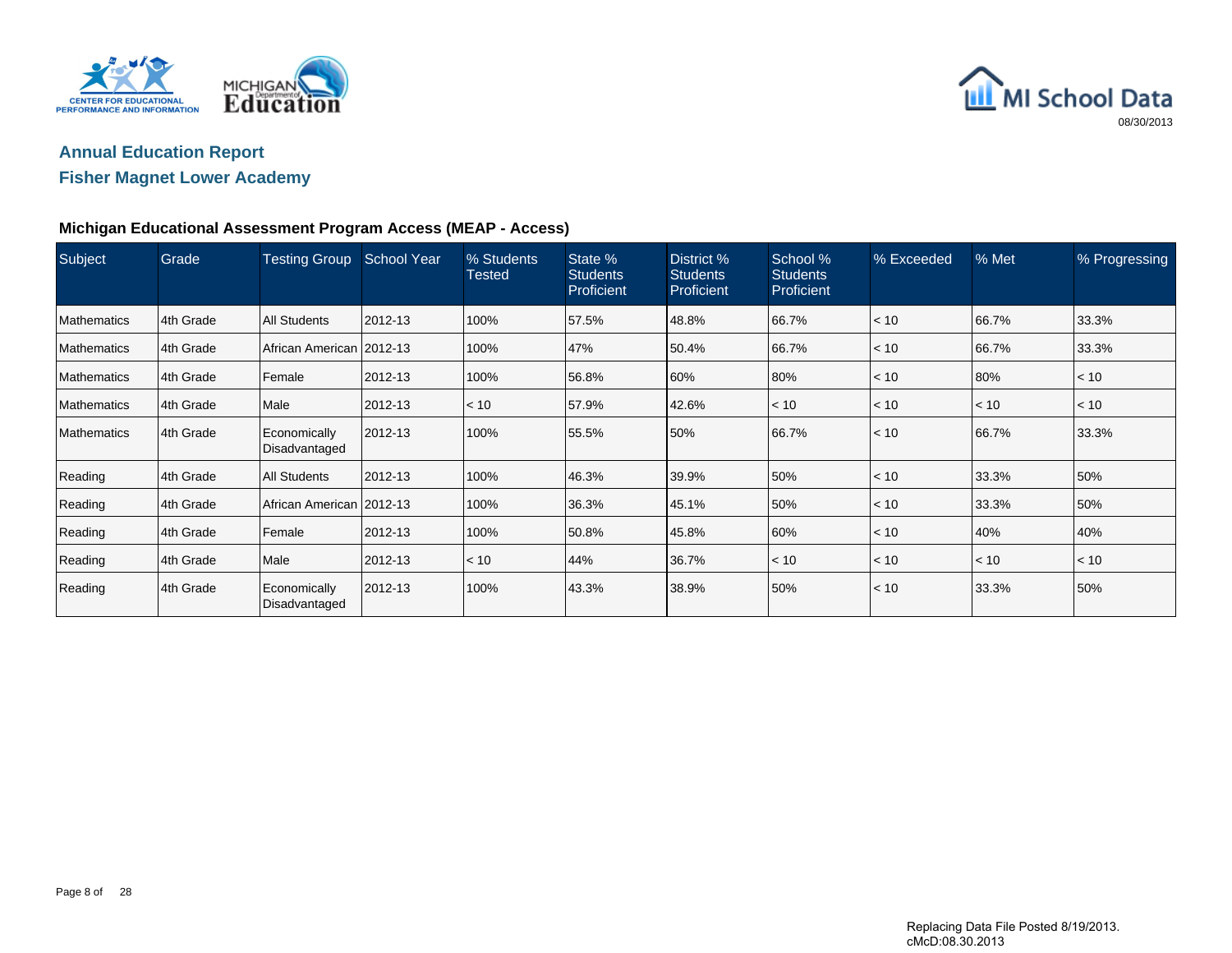## Annual Education Report

## Fisher Magnet Lower Academy

### Michigan Educational Assessment Program Access (MEAP - Access)

| Subject | Grade | Testing Group | School Year | % Students Tested | State % Students Proficient | District % Students Proficient | School % Students Proficient | % Exceeded | % Met | % Progressing |
|---|---|---|---|---|---|---|---|---|---|---|
| Mathematics | 4th Grade | All Students | 2012-13 | 100% | 57.5% | 48.8% | 66.7% | < 10 | 66.7% | 33.3% |
| Mathematics | 4th Grade | African American | 2012-13 | 100% | 47% | 50.4% | 66.7% | < 10 | 66.7% | 33.3% |
| Mathematics | 4th Grade | Female | 2012-13 | 100% | 56.8% | 60% | 80% | < 10 | 80% | < 10 |
| Mathematics | 4th Grade | Male | 2012-13 | < 10 | 57.9% | 42.6% | < 10 | < 10 | < 10 | < 10 |
| Mathematics | 4th Grade | Economically Disadvantaged | 2012-13 | 100% | 55.5% | 50% | 66.7% | < 10 | 66.7% | 33.3% |
| Reading | 4th Grade | All Students | 2012-13 | 100% | 46.3% | 39.9% | 50% | < 10 | 33.3% | 50% |
| Reading | 4th Grade | African American | 2012-13 | 100% | 36.3% | 45.1% | 50% | < 10 | 33.3% | 50% |
| Reading | 4th Grade | Female | 2012-13 | 100% | 50.8% | 45.8% | 60% | < 10 | 40% | 40% |
| Reading | 4th Grade | Male | 2012-13 | < 10 | 44% | 36.7% | < 10 | < 10 | < 10 | < 10 |
| Reading | 4th Grade | Economically Disadvantaged | 2012-13 | 100% | 43.3% | 38.9% | 50% | < 10 | 33.3% | 50% |

Replacing Data File Posted 8/19/2013.
cMcD:08.30.2013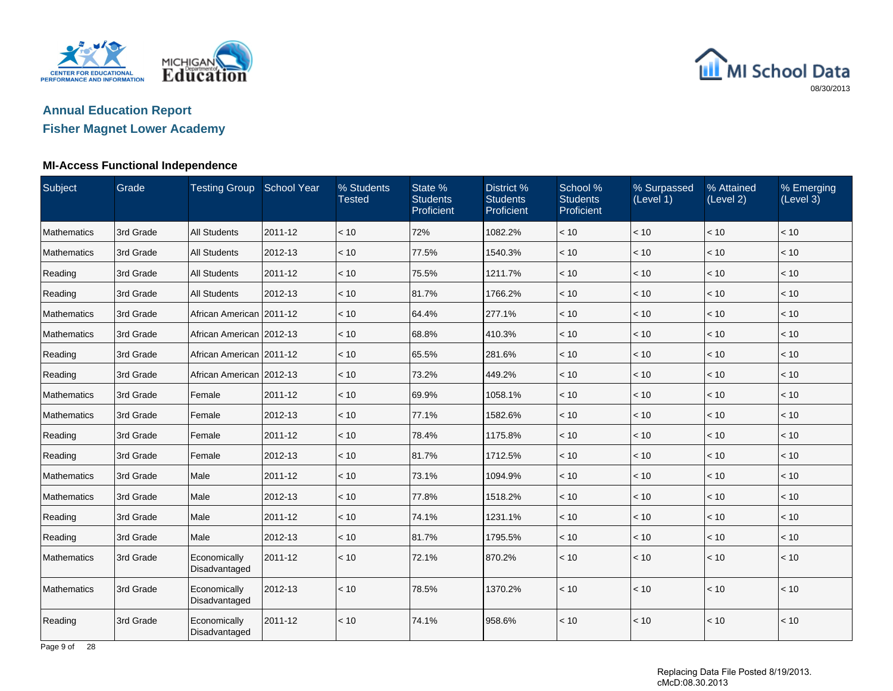## Annual Education Report

## Fisher Magnet Lower Academy

### MI-Access Functional Independence

| Subject | Grade | Testing Group | School Year | % Students Tested | State % Students Proficient | District % Students Proficient | School % Students Proficient | % Surpassed (Level 1) | % Attained (Level 2) | % Emerging (Level 3) |
|---|---|---|---|---|---|---|---|---|---|---|
| Mathematics | 3rd Grade | All Students | 2011-12 | < 10 | 72% | 1082.2% | < 10 | < 10 | < 10 | < 10 |
| Mathematics | 3rd Grade | All Students | 2012-13 | < 10 | 77.5% | 1540.3% | < 10 | < 10 | < 10 | < 10 |
| Reading | 3rd Grade | All Students | 2011-12 | < 10 | 75.5% | 1211.7% | < 10 | < 10 | < 10 | < 10 |
| Reading | 3rd Grade | All Students | 2012-13 | < 10 | 81.7% | 1766.2% | < 10 | < 10 | < 10 | < 10 |
| Mathematics | 3rd Grade | African American | 2011-12 | < 10 | 64.4% | 277.1% | < 10 | < 10 | < 10 | < 10 |
| Mathematics | 3rd Grade | African American | 2012-13 | < 10 | 68.8% | 410.3% | < 10 | < 10 | < 10 | < 10 |
| Reading | 3rd Grade | African American | 2011-12 | < 10 | 65.5% | 281.6% | < 10 | < 10 | < 10 | < 10 |
| Reading | 3rd Grade | African American | 2012-13 | < 10 | 73.2% | 449.2% | < 10 | < 10 | < 10 | < 10 |
| Mathematics | 3rd Grade | Female | 2011-12 | < 10 | 69.9% | 1058.1% | < 10 | < 10 | < 10 | < 10 |
| Mathematics | 3rd Grade | Female | 2012-13 | < 10 | 77.1% | 1582.6% | < 10 | < 10 | < 10 | < 10 |
| Reading | 3rd Grade | Female | 2011-12 | < 10 | 78.4% | 1175.8% | < 10 | < 10 | < 10 | < 10 |
| Reading | 3rd Grade | Female | 2012-13 | < 10 | 81.7% | 1712.5% | < 10 | < 10 | < 10 | < 10 |
| Mathematics | 3rd Grade | Male | 2011-12 | < 10 | 73.1% | 1094.9% | < 10 | < 10 | < 10 | < 10 |
| Mathematics | 3rd Grade | Male | 2012-13 | < 10 | 77.8% | 1518.2% | < 10 | < 10 | < 10 | < 10 |
| Reading | 3rd Grade | Male | 2011-12 | < 10 | 74.1% | 1231.1% | < 10 | < 10 | < 10 | < 10 |
| Reading | 3rd Grade | Male | 2012-13 | < 10 | 81.7% | 1795.5% | < 10 | < 10 | < 10 | < 10 |
| Mathematics | 3rd Grade | Economically Disadvantaged | 2011-12 | < 10 | 72.1% | 870.2% | < 10 | < 10 | < 10 | < 10 |
| Mathematics | 3rd Grade | Economically Disadvantaged | 2012-13 | < 10 | 78.5% | 1370.2% | < 10 | < 10 | < 10 | < 10 |
| Reading | 3rd Grade | Economically Disadvantaged | 2011-12 | < 10 | 74.1% | 958.6% | < 10 | < 10 | < 10 | < 10 |

Replacing Data File Posted 8/19/2013.
cMcD:08.30.2013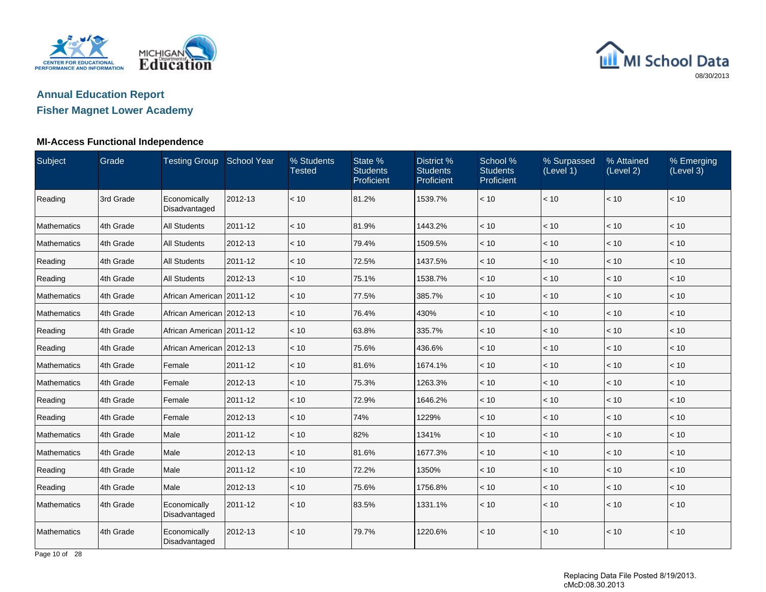## Annual Education Report

## Fisher Magnet Lower Academy

08/30/2013

### MI-Access Functional Independence

| Subject | Grade | Testing Group | School Year | % Students Tested | State % Students Proficient | District % Students Proficient | School % Students Proficient | % Surpassed (Level 1) | % Attained (Level 2) | % Emerging (Level 3) |
|---|---|---|---|---|---|---|---|---|---|---|
| Reading | 3rd Grade | Economically Disadvantaged | 2012-13 | < 10 | 81.2% | 1539.7% | < 10 | < 10 | < 10 | < 10 |
| Mathematics | 4th Grade | All Students | 2011-12 | < 10 | 81.9% | 1443.2% | < 10 | < 10 | < 10 | < 10 |
| Mathematics | 4th Grade | All Students | 2012-13 | < 10 | 79.4% | 1509.5% | < 10 | < 10 | < 10 | < 10 |
| Reading | 4th Grade | All Students | 2011-12 | < 10 | 72.5% | 1437.5% | < 10 | < 10 | < 10 | < 10 |
| Reading | 4th Grade | All Students | 2012-13 | < 10 | 75.1% | 1538.7% | < 10 | < 10 | < 10 | < 10 |
| Mathematics | 4th Grade | African American | 2011-12 | < 10 | 77.5% | 385.7% | < 10 | < 10 | < 10 | < 10 |
| Mathematics | 4th Grade | African American | 2012-13 | < 10 | 76.4% | 430% | < 10 | < 10 | < 10 | < 10 |
| Reading | 4th Grade | African American | 2011-12 | < 10 | 63.8% | 335.7% | < 10 | < 10 | < 10 | < 10 |
| Reading | 4th Grade | African American | 2012-13 | < 10 | 75.6% | 436.6% | < 10 | < 10 | < 10 | < 10 |
| Mathematics | 4th Grade | Female | 2011-12 | < 10 | 81.6% | 1674.1% | < 10 | < 10 | < 10 | < 10 |
| Mathematics | 4th Grade | Female | 2012-13 | < 10 | 75.3% | 1263.3% | < 10 | < 10 | < 10 | < 10 |
| Reading | 4th Grade | Female | 2011-12 | < 10 | 72.9% | 1646.2% | < 10 | < 10 | < 10 | < 10 |
| Reading | 4th Grade | Female | 2012-13 | < 10 | 74% | 1229% | < 10 | < 10 | < 10 | < 10 |
| Mathematics | 4th Grade | Male | 2011-12 | < 10 | 82% | 1341% | < 10 | < 10 | < 10 | < 10 |
| Mathematics | 4th Grade | Male | 2012-13 | < 10 | 81.6% | 1677.3% | < 10 | < 10 | < 10 | < 10 |
| Reading | 4th Grade | Male | 2011-12 | < 10 | 72.2% | 1350% | < 10 | < 10 | < 10 | < 10 |
| Reading | 4th Grade | Male | 2012-13 | < 10 | 75.6% | 1756.8% | < 10 | < 10 | < 10 | < 10 |
| Mathematics | 4th Grade | Economically Disadvantaged | 2011-12 | < 10 | 83.5% | 1331.1% | < 10 | < 10 | < 10 | < 10 |
| Mathematics | 4th Grade | Economically Disadvantaged | 2012-13 | < 10 | 79.7% | 1220.6% | < 10 | < 10 | < 10 | < 10 |

Replacing Data File Posted 8/19/2013.
cMcD:08.30.2013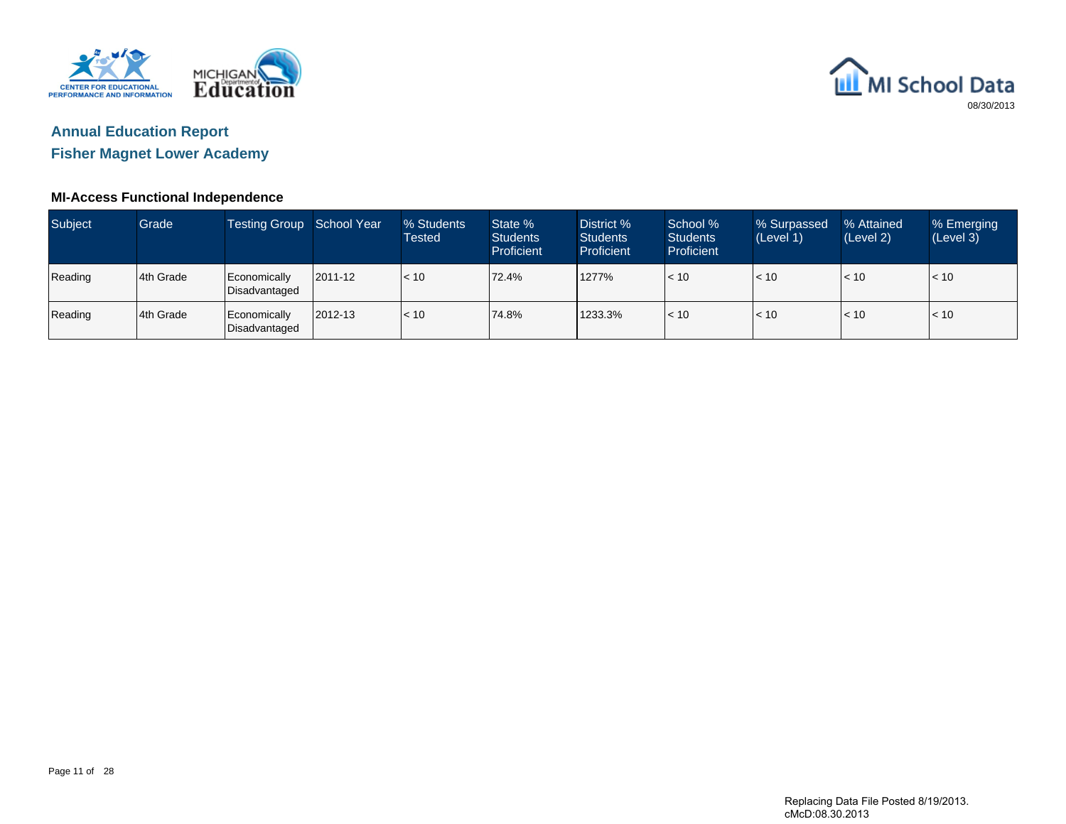# Annual Education Report

## Fisher Magnet Lower Academy

### MI-Access Functional Independence

| Subject | Grade | Testing Group | School Year | % Students Tested | State % Students Proficient | District % Students Proficient | School % Students Proficient | % Surpassed (Level 1) | % Attained (Level 2) | % Emerging (Level 3) |
|---|---|---|---|---|---|---|---|---|---|---|
| Reading | 4th Grade | Economically Disadvantaged | 2011-12 | < 10 | 72.4% | 1277% | < 10 | < 10 | < 10 | < 10 |
| Reading | 4th Grade | Economically Disadvantaged | 2012-13 | < 10 | 74.8% | 1233.3% | < 10 | < 10 | < 10 | < 10 |

Replacing Data File Posted 8/19/2013.
cMcD:08.30.2013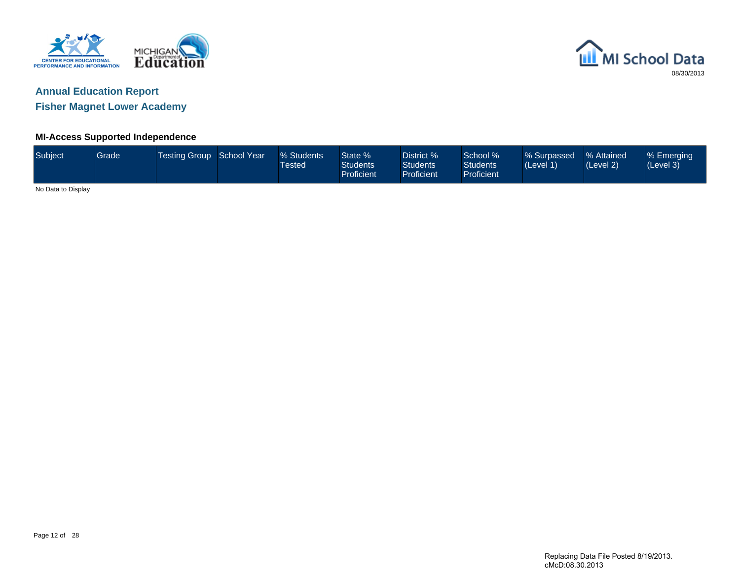# Annual Education Report

## Fisher Magnet Lower Academy

### MI-Access Supported Independence

| Subject | Grade | Testing Group | School Year | % Students Tested | State % Students Proficient | District % Students Proficient | School % Students Proficient | % Surpassed (Level 1) | % Attained (Level 2) | % Emerging (Level 3) |
|---|---|---|---|---|---|---|---|---|---|---|

No Data to Display

Replacing Data File Posted 8/19/2013.
cMcD:08.30.2013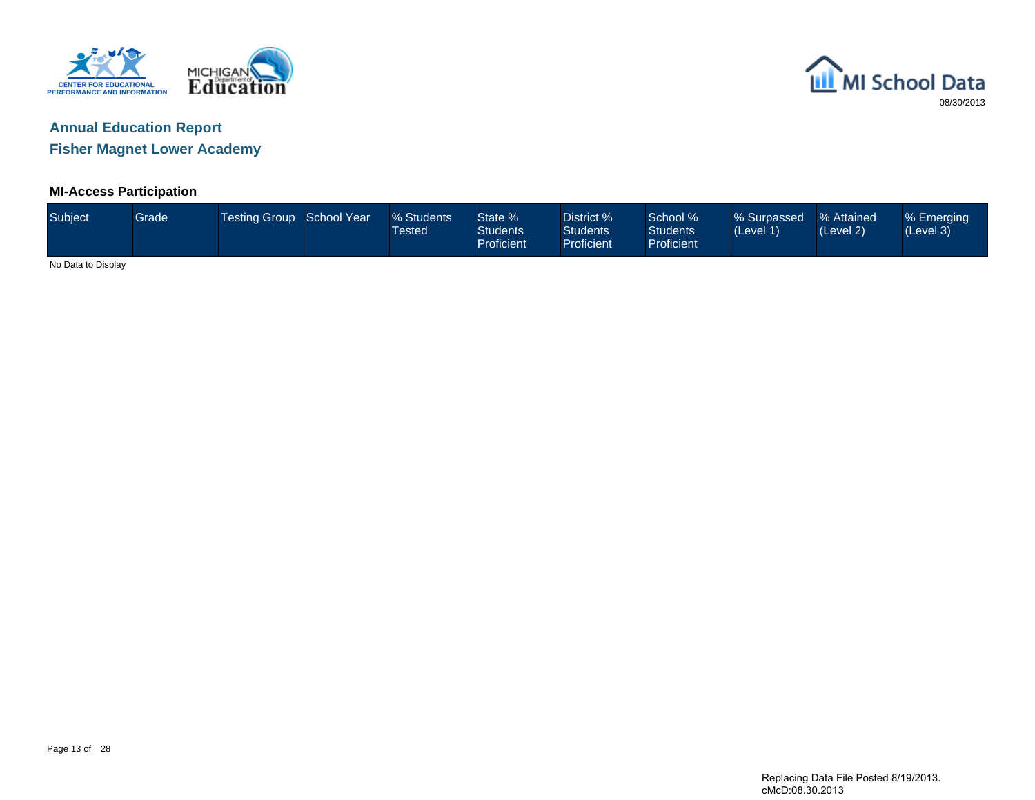## Annual Education Report

## Fisher Magnet Lower Academy

### MI-Access Participation

| Subject | Grade | Testing Group | School Year | % Students Tested | State % Students Proficient | District % Students Proficient | School % Students Proficient | % Surpassed (Level 1) | % Attained (Level 2) | % Emerging (Level 3) |
|---|---|---|---|---|---|---|---|---|---|---|

No Data to Display

Replacing Data File Posted 8/19/2013.
cMcD:08.30.2013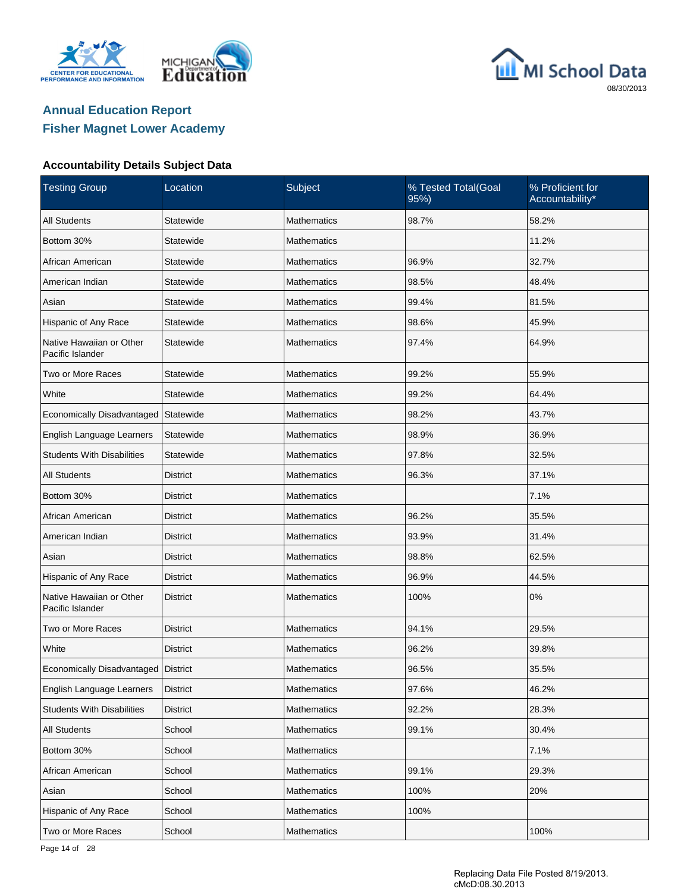# Annual Education Report

## Fisher Magnet Lower Academy

### Accountability Details Subject Data

| Testing Group | Location | Subject | % Tested Total(Goal 95%) | % Proficient for Accountability* |
|---|---|---|---|---|
| All Students | Statewide | Mathematics | 98.7% | 58.2% |
| Bottom 30% | Statewide | Mathematics | | 11.2% |
| African American | Statewide | Mathematics | 96.9% | 32.7% |
| American Indian | Statewide | Mathematics | 98.5% | 48.4% |
| Asian | Statewide | Mathematics | 99.4% | 81.5% |
| Hispanic of Any Race | Statewide | Mathematics | 98.6% | 45.9% |
| Native Hawaiian or Other Pacific Islander | Statewide | Mathematics | 97.4% | 64.9% |
| Two or More Races | Statewide | Mathematics | 99.2% | 55.9% |
| White | Statewide | Mathematics | 99.2% | 64.4% |
| Economically Disadvantaged | Statewide | Mathematics | 98.2% | 43.7% |
| English Language Learners | Statewide | Mathematics | 98.9% | 36.9% |
| Students With Disabilities | Statewide | Mathematics | 97.8% | 32.5% |
| All Students | District | Mathematics | 96.3% | 37.1% |
| Bottom 30% | District | Mathematics | | 7.1% |
| African American | District | Mathematics | 96.2% | 35.5% |
| American Indian | District | Mathematics | 93.9% | 31.4% |
| Asian | District | Mathematics | 98.8% | 62.5% |
| Hispanic of Any Race | District | Mathematics | 96.9% | 44.5% |
| Native Hawaiian or Other Pacific Islander | District | Mathematics | 100% | 0% |
| Two or More Races | District | Mathematics | 94.1% | 29.5% |
| White | District | Mathematics | 96.2% | 39.8% |
| Economically Disadvantaged | District | Mathematics | 96.5% | 35.5% |
| English Language Learners | District | Mathematics | 97.6% | 46.2% |
| Students With Disabilities | District | Mathematics | 92.2% | 28.3% |
| All Students | School | Mathematics | 99.1% | 30.4% |
| Bottom 30% | School | Mathematics | | 7.1% |
| African American | School | Mathematics | 99.1% | 29.3% |
| Asian | School | Mathematics | 100% | 20% |
| Hispanic of Any Race | School | Mathematics | 100% | |
| Two or More Races | School | Mathematics | | 100% |

Replacing Data File Posted 8/19/2013.
cMcD:08.30.2013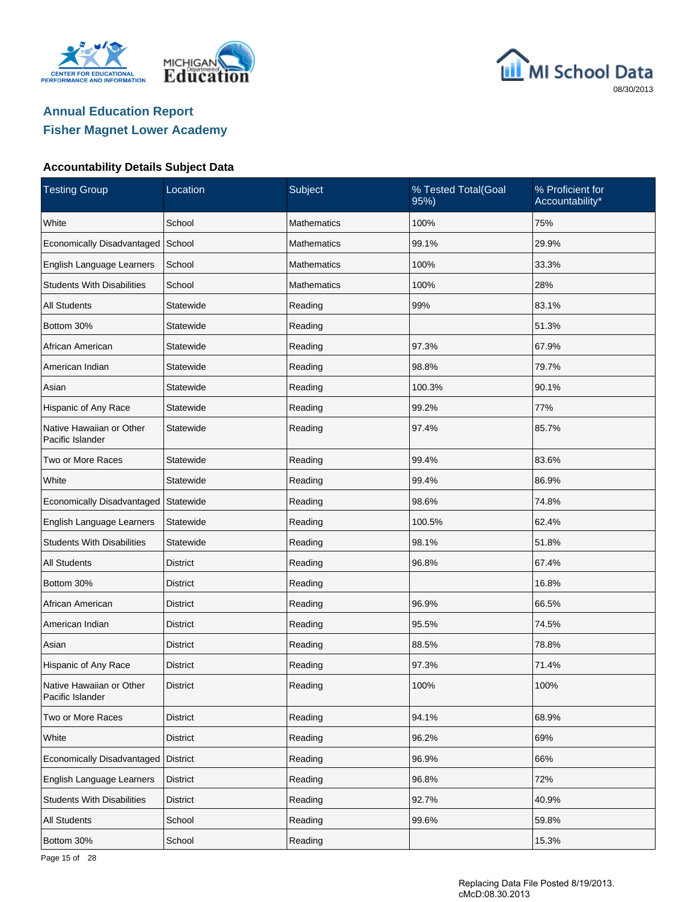## Annual Education Report
## Fisher Magnet Lower Academy

### Accountability Details Subject Data

| Testing Group | Location | Subject | % Tested Total(Goal 95%) | % Proficient for Accountability* |
|---|---|---|---|---|
| White | School | Mathematics | 100% | 75% |
| Economically Disadvantaged | School | Mathematics | 99.1% | 29.9% |
| English Language Learners | School | Mathematics | 100% | 33.3% |
| Students With Disabilities | School | Mathematics | 100% | 28% |
| All Students | Statewide | Reading | 99% | 83.1% |
| Bottom 30% | Statewide | Reading | | 51.3% |
| African American | Statewide | Reading | 97.3% | 67.9% |
| American Indian | Statewide | Reading | 98.8% | 79.7% |
| Asian | Statewide | Reading | 100.3% | 90.1% |
| Hispanic of Any Race | Statewide | Reading | 99.2% | 77% |
| Native Hawaiian or Other Pacific Islander | Statewide | Reading | 97.4% | 85.7% |
| Two or More Races | Statewide | Reading | 99.4% | 83.6% |
| White | Statewide | Reading | 99.4% | 86.9% |
| Economically Disadvantaged | Statewide | Reading | 98.6% | 74.8% |
| English Language Learners | Statewide | Reading | 100.5% | 62.4% |
| Students With Disabilities | Statewide | Reading | 98.1% | 51.8% |
| All Students | District | Reading | 96.8% | 67.4% |
| Bottom 30% | District | Reading | | 16.8% |
| African American | District | Reading | 96.9% | 66.5% |
| American Indian | District | Reading | 95.5% | 74.5% |
| Asian | District | Reading | 88.5% | 78.8% |
| Hispanic of Any Race | District | Reading | 97.3% | 71.4% |
| Native Hawaiian or Other Pacific Islander | District | Reading | 100% | 100% |
| Two or More Races | District | Reading | 94.1% | 68.9% |
| White | District | Reading | 96.2% | 69% |
| Economically Disadvantaged | District | Reading | 96.9% | 66% |
| English Language Learners | District | Reading | 96.8% | 72% |
| Students With Disabilities | District | Reading | 92.7% | 40.9% |
| All Students | School | Reading | 99.6% | 59.8% |
| Bottom 30% | School | Reading | | 15.3% |

Replacing Data File Posted 8/19/2013.
cMcD:08.30.2013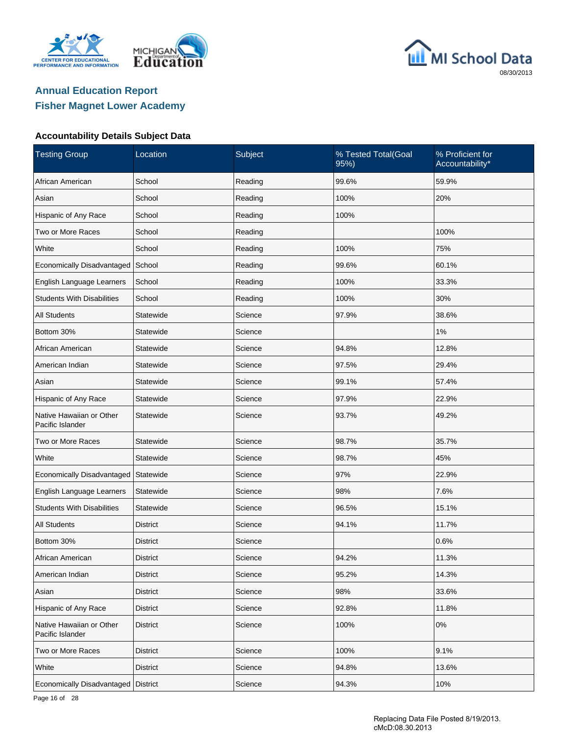## Annual Education Report

## Fisher Magnet Lower Academy

### Accountability Details Subject Data

| Testing Group | Location | Subject | % Tested Total(Goal 95%) | % Proficient for Accountability* |
|---|---|---|---|---|
| African American | School | Reading | 99.6% | 59.9% |
| Asian | School | Reading | 100% | 20% |
| Hispanic of Any Race | School | Reading | 100% | |
| Two or More Races | School | Reading | | 100% |
| White | School | Reading | 100% | 75% |
| Economically Disadvantaged | School | Reading | 99.6% | 60.1% |
| English Language Learners | School | Reading | 100% | 33.3% |
| Students With Disabilities | School | Reading | 100% | 30% |
| All Students | Statewide | Science | 97.9% | 38.6% |
| Bottom 30% | Statewide | Science | | 1% |
| African American | Statewide | Science | 94.8% | 12.8% |
| American Indian | Statewide | Science | 97.5% | 29.4% |
| Asian | Statewide | Science | 99.1% | 57.4% |
| Hispanic of Any Race | Statewide | Science | 97.9% | 22.9% |
| Native Hawaiian or Other Pacific Islander | Statewide | Science | 93.7% | 49.2% |
| Two or More Races | Statewide | Science | 98.7% | 35.7% |
| White | Statewide | Science | 98.7% | 45% |
| Economically Disadvantaged | Statewide | Science | 97% | 22.9% |
| English Language Learners | Statewide | Science | 98% | 7.6% |
| Students With Disabilities | Statewide | Science | 96.5% | 15.1% |
| All Students | District | Science | 94.1% | 11.7% |
| Bottom 30% | District | Science | | 0.6% |
| African American | District | Science | 94.2% | 11.3% |
| American Indian | District | Science | 95.2% | 14.3% |
| Asian | District | Science | 98% | 33.6% |
| Hispanic of Any Race | District | Science | 92.8% | 11.8% |
| Native Hawaiian or Other Pacific Islander | District | Science | 100% | 0% |
| Two or More Races | District | Science | 100% | 9.1% |
| White | District | Science | 94.8% | 13.6% |
| Economically Disadvantaged | District | Science | 94.3% | 10% |

Replacing Data File Posted 8/19/2013.
cMcD:08.30.2013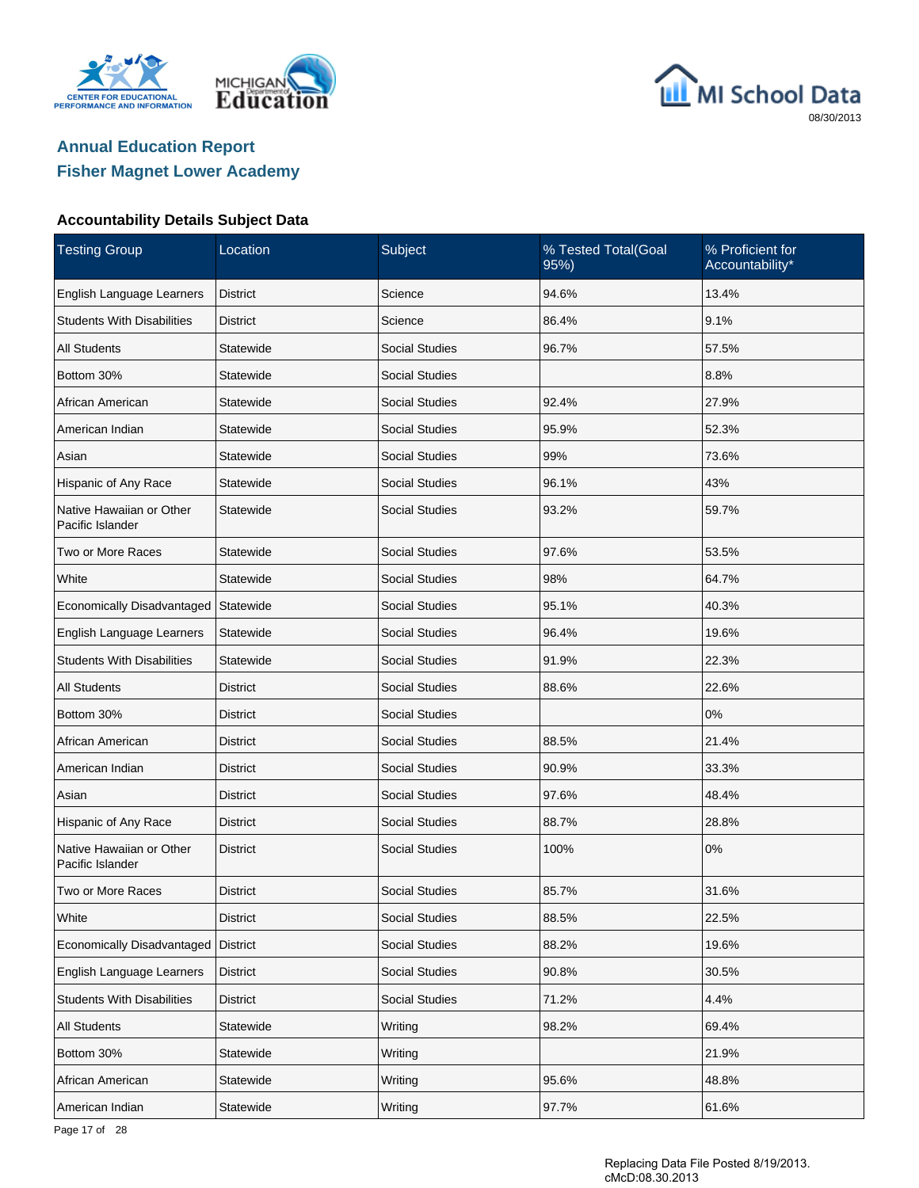# Annual Education Report

## Fisher Magnet Lower Academy

### Accountability Details Subject Data

| Testing Group | Location | Subject | % Tested Total(Goal 95%) | % Proficient for Accountability* |
|---|---|---|---|---|
| English Language Learners | District | Science | 94.6% | 13.4% |
| Students With Disabilities | District | Science | 86.4% | 9.1% |
| All Students | Statewide | Social Studies | 96.7% | 57.5% |
| Bottom 30% | Statewide | Social Studies | | 8.8% |
| African American | Statewide | Social Studies | 92.4% | 27.9% |
| American Indian | Statewide | Social Studies | 95.9% | 52.3% |
| Asian | Statewide | Social Studies | 99% | 73.6% |
| Hispanic of Any Race | Statewide | Social Studies | 96.1% | 43% |
| Native Hawaiian or Other Pacific Islander | Statewide | Social Studies | 93.2% | 59.7% |
| Two or More Races | Statewide | Social Studies | 97.6% | 53.5% |
| White | Statewide | Social Studies | 98% | 64.7% |
| Economically Disadvantaged | Statewide | Social Studies | 95.1% | 40.3% |
| English Language Learners | Statewide | Social Studies | 96.4% | 19.6% |
| Students With Disabilities | Statewide | Social Studies | 91.9% | 22.3% |
| All Students | District | Social Studies | 88.6% | 22.6% |
| Bottom 30% | District | Social Studies | | 0% |
| African American | District | Social Studies | 88.5% | 21.4% |
| American Indian | District | Social Studies | 90.9% | 33.3% |
| Asian | District | Social Studies | 97.6% | 48.4% |
| Hispanic of Any Race | District | Social Studies | 88.7% | 28.8% |
| Native Hawaiian or Other Pacific Islander | District | Social Studies | 100% | 0% |
| Two or More Races | District | Social Studies | 85.7% | 31.6% |
| White | District | Social Studies | 88.5% | 22.5% |
| Economically Disadvantaged | District | Social Studies | 88.2% | 19.6% |
| English Language Learners | District | Social Studies | 90.8% | 30.5% |
| Students With Disabilities | District | Social Studies | 71.2% | 4.4% |
| All Students | Statewide | Writing | 98.2% | 69.4% |
| Bottom 30% | Statewide | Writing | | 21.9% |
| African American | Statewide | Writing | 95.6% | 48.8% |
| American Indian | Statewide | Writing | 97.7% | 61.6% |

Replacing Data File Posted 8/19/2013.
cMcD:08.30.2013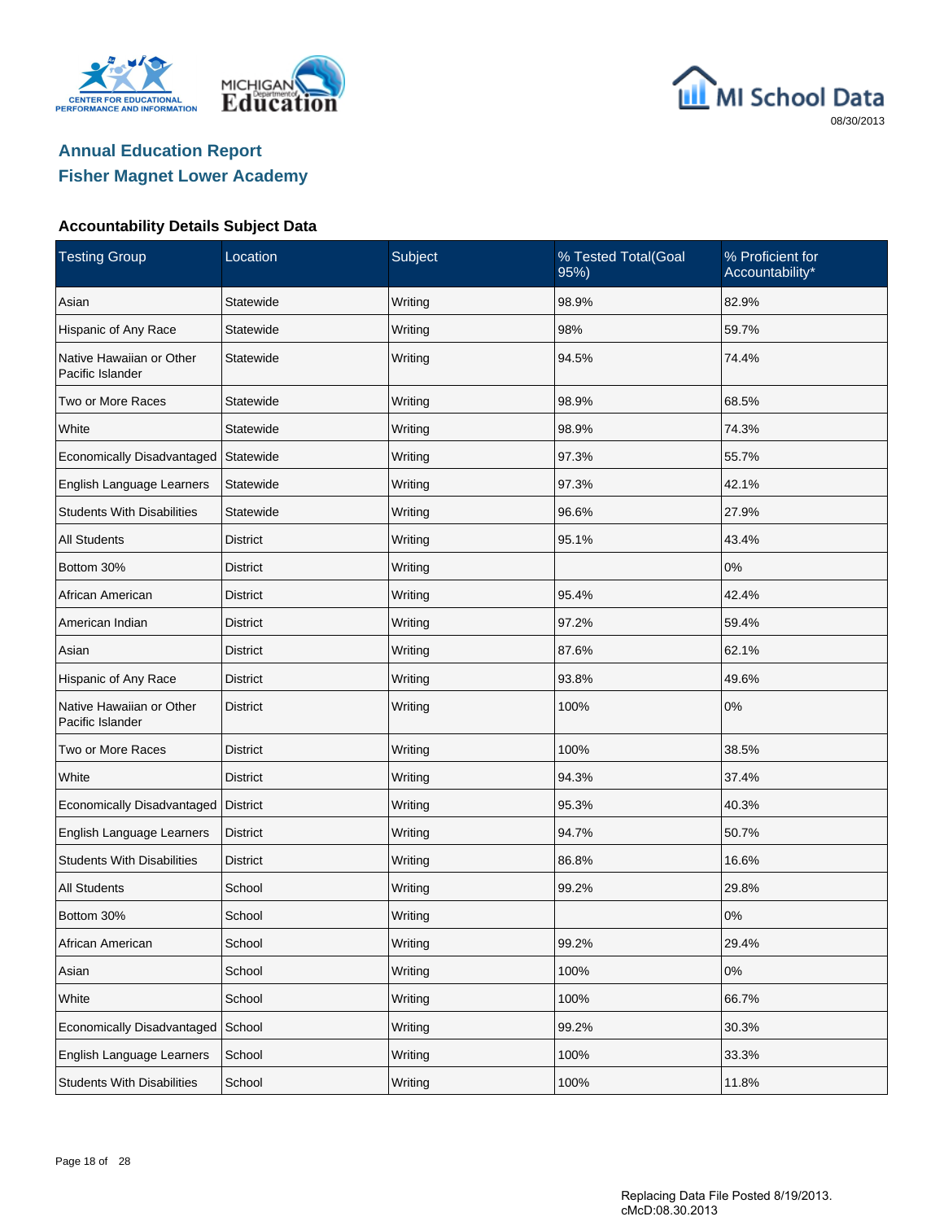## Annual Education Report
## Fisher Magnet Lower Academy

### Accountability Details Subject Data

| Testing Group | Location | Subject | % Tested Total(Goal 95%) | % Proficient for Accountability* |
|---|---|---|---|---|
| Asian | Statewide | Writing | 98.9% | 82.9% |
| Hispanic of Any Race | Statewide | Writing | 98% | 59.7% |
| Native Hawaiian or Other Pacific Islander | Statewide | Writing | 94.5% | 74.4% |
| Two or More Races | Statewide | Writing | 98.9% | 68.5% |
| White | Statewide | Writing | 98.9% | 74.3% |
| Economically Disadvantaged | Statewide | Writing | 97.3% | 55.7% |
| English Language Learners | Statewide | Writing | 97.3% | 42.1% |
| Students With Disabilities | Statewide | Writing | 96.6% | 27.9% |
| All Students | District | Writing | 95.1% | 43.4% |
| Bottom 30% | District | Writing | | 0% |
| African American | District | Writing | 95.4% | 42.4% |
| American Indian | District | Writing | 97.2% | 59.4% |
| Asian | District | Writing | 87.6% | 62.1% |
| Hispanic of Any Race | District | Writing | 93.8% | 49.6% |
| Native Hawaiian or Other Pacific Islander | District | Writing | 100% | 0% |
| Two or More Races | District | Writing | 100% | 38.5% |
| White | District | Writing | 94.3% | 37.4% |
| Economically Disadvantaged | District | Writing | 95.3% | 40.3% |
| English Language Learners | District | Writing | 94.7% | 50.7% |
| Students With Disabilities | District | Writing | 86.8% | 16.6% |
| All Students | School | Writing | 99.2% | 29.8% |
| Bottom 30% | School | Writing | | 0% |
| African American | School | Writing | 99.2% | 29.4% |
| Asian | School | Writing | 100% | 0% |
| White | School | Writing | 100% | 66.7% |
| Economically Disadvantaged | School | Writing | 99.2% | 30.3% |
| English Language Learners | School | Writing | 100% | 33.3% |
| Students With Disabilities | School | Writing | 100% | 11.8% |

Replacing Data File Posted 8/19/2013.
cMcD:08.30.2013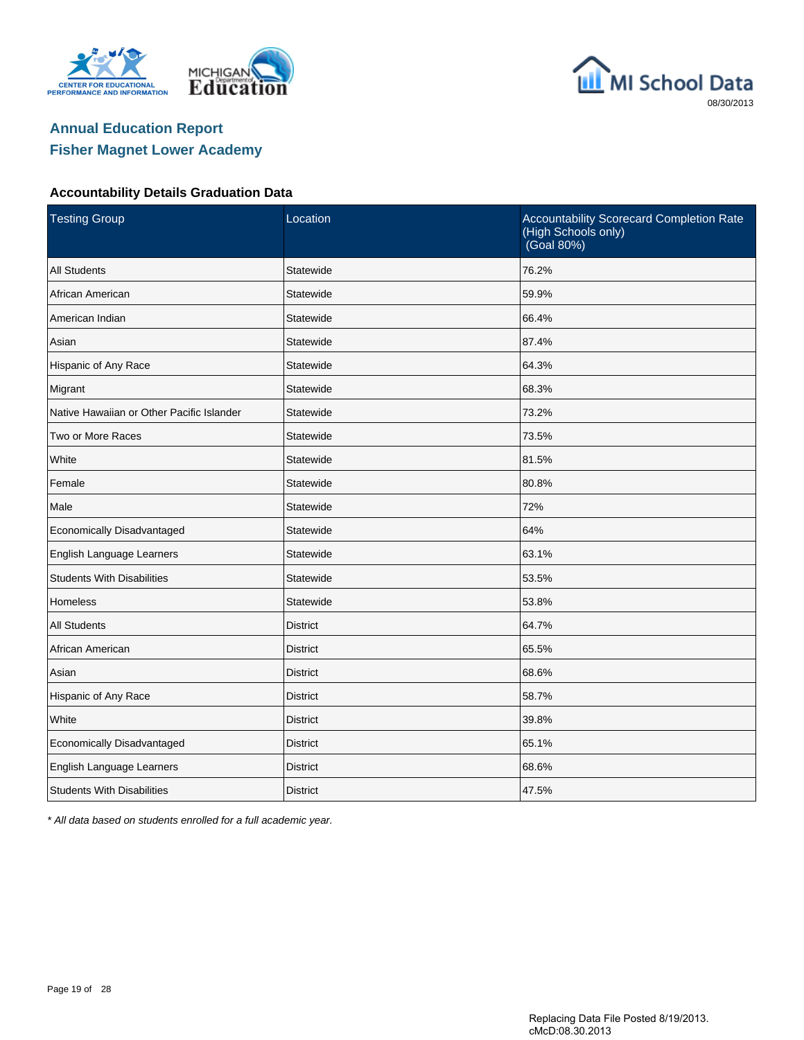# Annual Education Report

## Fisher Magnet Lower Academy

### Accountability Details Graduation Data

| Testing Group | Location | Accountability Scorecard Completion Rate (High Schools only) (Goal 80%) |
|---|---|---|
| All Students | Statewide | 76.2% |
| African American | Statewide | 59.9% |
| American Indian | Statewide | 66.4% |
| Asian | Statewide | 87.4% |
| Hispanic of Any Race | Statewide | 64.3% |
| Migrant | Statewide | 68.3% |
| Native Hawaiian or Other Pacific Islander | Statewide | 73.2% |
| Two or More Races | Statewide | 73.5% |
| White | Statewide | 81.5% |
| Female | Statewide | 80.8% |
| Male | Statewide | 72% |
| Economically Disadvantaged | Statewide | 64% |
| English Language Learners | Statewide | 63.1% |
| Students With Disabilities | Statewide | 53.5% |
| Homeless | Statewide | 53.8% |
| All Students | District | 64.7% |
| African American | District | 65.5% |
| Asian | District | 68.6% |
| Hispanic of Any Race | District | 58.7% |
| White | District | 39.8% |
| Economically Disadvantaged | District | 65.1% |
| English Language Learners | District | 68.6% |
| Students With Disabilities | District | 47.5% |

*\* All data based on students enrolled for a full academic year.*

Replacing Data File Posted 8/19/2013.
cMcD:08.30.2013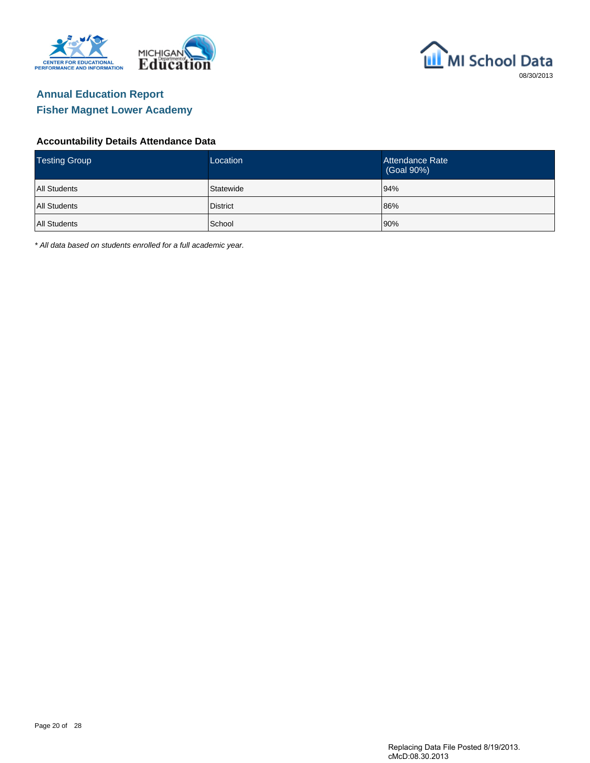# Annual Education Report

## Fisher Magnet Lower Academy

### Accountability Details Attendance Data

| Testing Group | Location | Attendance Rate (Goal 90%) |
| --- | --- | --- |
| All Students | Statewide | 94% |
| All Students | District | 86% |
| All Students | School | 90% |

*\* All data based on students enrolled for a full academic year.*

Replacing Data File Posted 8/19/2013.
cMcD:08.30.2013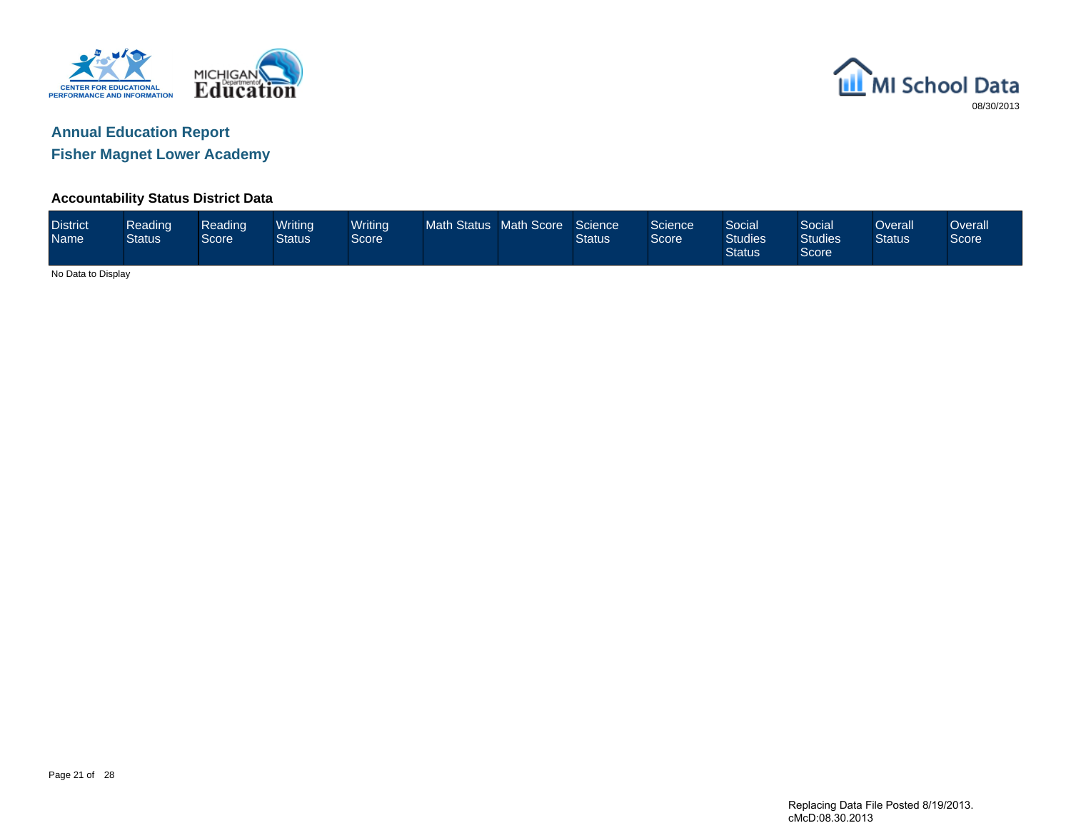MI School Data

08/30/2013

## Annual Education Report

## Fisher Magnet Lower Academy

### Accountability Status District Data

| District Name | Reading Status | Reading Score | Writing Status | Writing Score | Math Status | Math Score | Science Status | Science Score | Social Studies Status | Social Studies Score | Overall Status | Overall Score |
|---|---|---|---|---|---|---|---|---|---|---|---|---|

No Data to Display

Replacing Data File Posted 8/19/2013.
cMcD:08.30.2013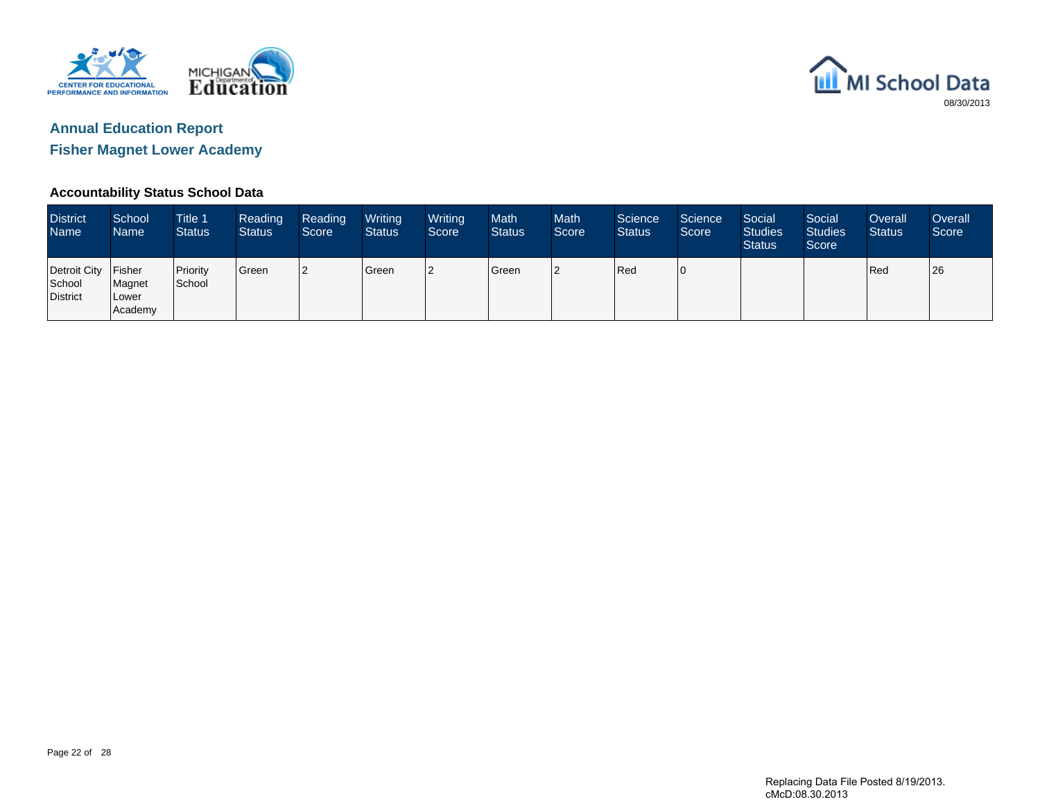# Annual Education Report

## Fisher Magnet Lower Academy

### Accountability Status School Data

| District Name | School Name | Title 1 Status | Reading Status | Reading Score | Writing Status | Writing Score | Math Status | Math Score | Science Status | Science Score | Social Studies Status | Social Studies Score | Overall Status | Overall Score |
|---|---|---|---|---|---|---|---|---|---|---|---|---|---|---|
| Detroit City School District | Fisher Magnet Lower Academy | Priority School | Green | 2 | Green | 2 | Green | 2 | Red | 0 | | | Red | 26 |

Replacing Data File Posted 8/19/2013.
cMcD:08.30.2013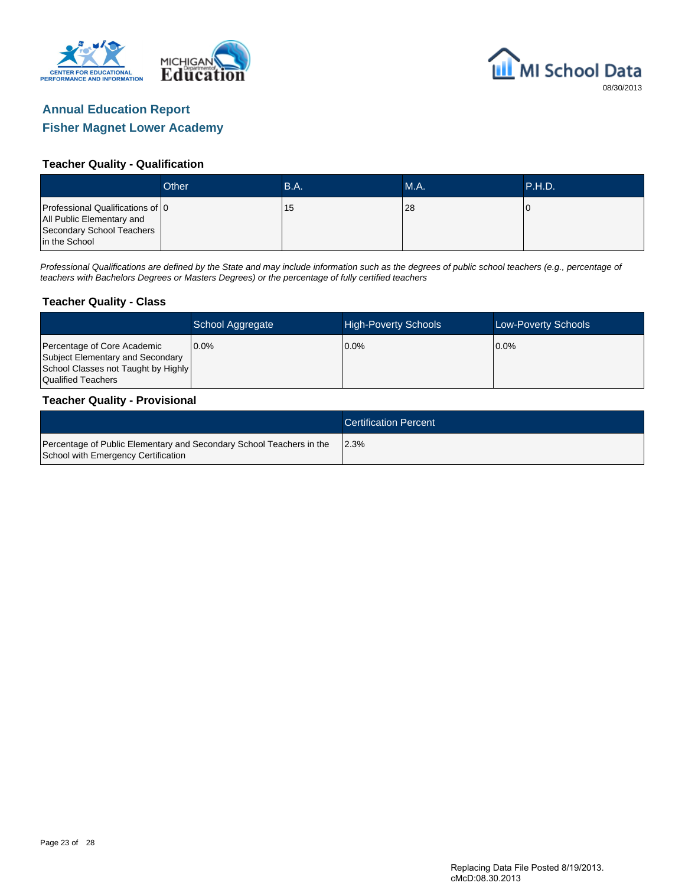## Annual Education Report
## Fisher Magnet Lower Academy

### Teacher Quality - Qualification

| | Other | B.A. | M.A. | P.H.D. |
|---|---|---|---|---|
| Professional Qualifications of All Public Elementary and Secondary School Teachers in the School | 0 | 15 | 28 | 0 |

*Professional Qualifications are defined by the State and may include information such as the degrees of public school teachers (e.g., percentage of teachers with Bachelors Degrees or Masters Degrees) or the percentage of fully certified teachers*

### Teacher Quality - Class

| | School Aggregate | High-Poverty Schools | Low-Poverty Schools |
|---|---|---|---|
| Percentage of Core Academic Subject Elementary and Secondary School Classes not Taught by Highly Qualified Teachers | 0.0% | 0.0% | 0.0% |

### Teacher Quality - Provisional

| | Certification Percent |
|---|---|
| Percentage of Public Elementary and Secondary School Teachers in the School with Emergency Certification | 2.3% |

Replacing Data File Posted 8/19/2013.
cMcD:08.30.2013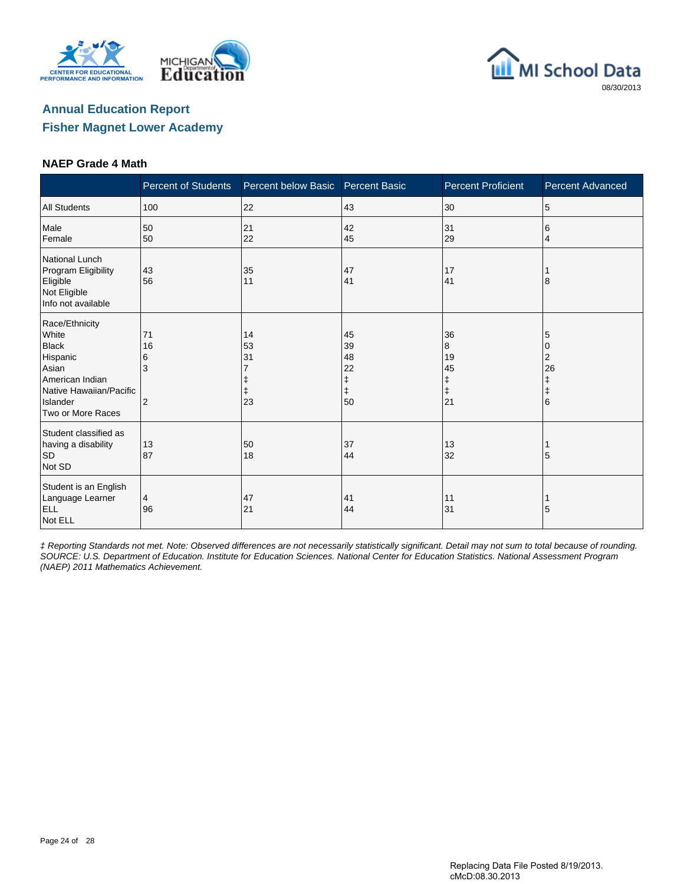# Annual Education Report
## Fisher Magnet Lower Academy

### NAEP Grade 4 Math

| | Percent of Students | Percent below Basic | Percent Basic | Percent Proficient | Percent Advanced |
|---|---|---|---|---|---|
| All Students | 100 | 22 | 43 | 30 | 5 |
| Male | 50 | 21 | 42 | 31 | 6 |
| Female | 50 | 22 | 45 | 29 | 4 |
| National Lunch Program Eligibility | | | | | |
| Eligible | 43 | 35 | 47 | 17 | 1 |
| Not Eligible | 56 | 11 | 41 | 41 | 8 |
| Info not available | | | | | |
| Race/Ethnicity | | | | | |
| White | 71 | 14 | 45 | 36 | 5 |
| Black | 16 | 53 | 39 | 8 | 0 |
| Hispanic | 6 | 31 | 48 | 19 | 2 |
| Asian | 3 | 7 | 22 | 45 | 26 |
| American Indian | | ‡ | ‡ | ‡ | ‡ |
| Native Hawaiian/Pacific Islander | | ‡ | ‡ | ‡ | ‡ |
| Two or More Races | 2 | 23 | 50 | 21 | 6 |
| Student classified as having a disability | | | | | |
| SD | 13 | 50 | 37 | 13 | 1 |
| Not SD | 87 | 18 | 44 | 32 | 5 |
| Student is an English Language Learner | | | | | |
| ELL | 4 | 47 | 41 | 11 | 1 |
| Not ELL | 96 | 21 | 44 | 31 | 5 |

*‡ Reporting Standards not met. Note: Observed differences are not necessarily statistically significant. Detail may not sum to total because of rounding. SOURCE: U.S. Department of Education. Institute for Education Sciences. National Center for Education Statistics. National Assessment Program (NAEP) 2011 Mathematics Achievement.*

Replacing Data File Posted 8/19/2013.
cMcD:08.30.2013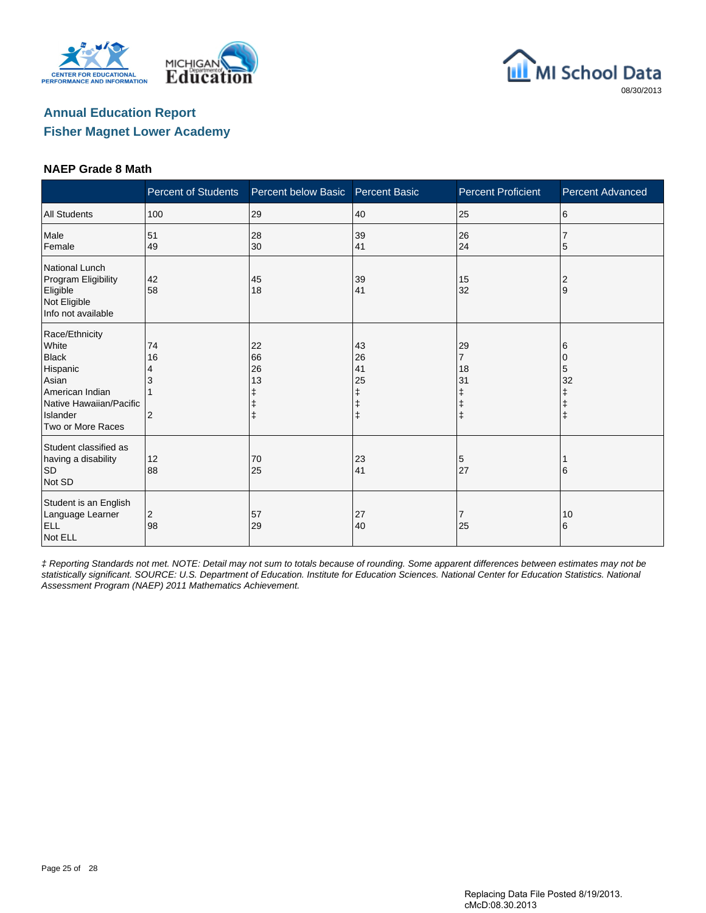# Annual Education Report

## Fisher Magnet Lower Academy

### NAEP Grade 8 Math

| | Percent of Students | Percent below Basic | Percent Basic | Percent Proficient | Percent Advanced |
|---|---|---|---|---|---|
| All Students | 100 | 29 | 40 | 25 | 6 |
| Male | 51 | 28 | 39 | 26 | 7 |
| Female | 49 | 30 | 41 | 24 | 5 |
| National Lunch Program Eligibility | | | | | |
| Eligible | 42 | 45 | 39 | 15 | 2 |
| Not Eligible | 58 | 18 | 41 | 32 | 9 |
| Info not available | | | | | |
| Race/Ethnicity | | | | | |
| White | 74 | 22 | 43 | 29 | 6 |
| Black | 16 | 66 | 26 | 7 | 0 |
| Hispanic | 4 | 26 | 41 | 18 | 5 |
| Asian | 3 | 13 | 25 | 31 | 32 |
| American Indian | 1 | ‡ | ‡ | ‡ | ‡ |
| Native Hawaiian/Pacific Islander | | ‡ | ‡ | ‡ | ‡ |
| Two or More Races | 2 | ‡ | ‡ | ‡ | ‡ |
| Student classified as having a disability | | | | | |
| SD | 12 | 70 | 23 | 5 | 1 |
| Not SD | 88 | 25 | 41 | 27 | 6 |
| Student is an English Language Learner | | | | | |
| ELL | 2 | 57 | 27 | 7 | 10 |
| Not ELL | 98 | 29 | 40 | 25 | 6 |

*‡ Reporting Standards not met. NOTE: Detail may not sum to totals because of rounding. Some apparent differences between estimates may not be statistically significant. SOURCE: U.S. Department of Education. Institute for Education Sciences. National Center for Education Statistics. National Assessment Program (NAEP) 2011 Mathematics Achievement.*

Replacing Data File Posted 8/19/2013.
cMcD:08.30.2013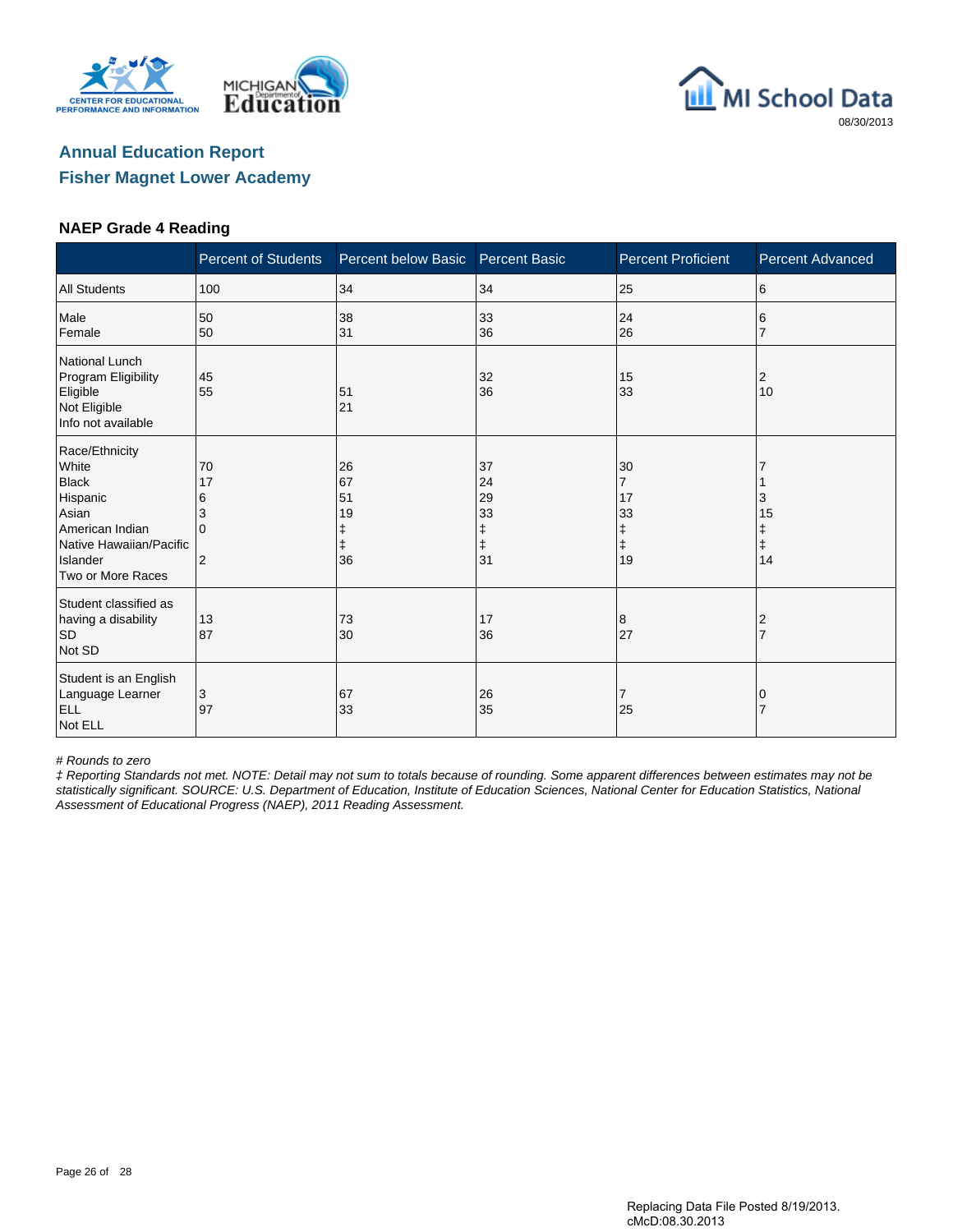## Annual Education Report

## Fisher Magnet Lower Academy

### NAEP Grade 4 Reading

| | Percent of Students | Percent below Basic | Percent Basic | Percent Proficient | Percent Advanced |
|---|---|---|---|---|---|
| All Students | 100 | 34 | 34 | 25 | 6 |
| Male | 50 | 38 | 33 | 24 | 6 |
| Female | 50 | 31 | 36 | 26 | 7 |
| National Lunch Program Eligibility | | | | | |
| Eligible | 45 | 51 | 32 | 15 | 2 |
| Not Eligible | 55 | 21 | 36 | 33 | 10 |
| Info not available | | | | | |
| Race/Ethnicity | | | | | |
| White | 70 | 26 | 37 | 30 | 7 |
| Black | 17 | 67 | 24 | 7 | 1 |
| Hispanic | 6 | 51 | 29 | 17 | 3 |
| Asian | 3 | 19 | 33 | 33 | 15 |
| American Indian | 0 | ‡ | ‡ | ‡ | ‡ |
| Native Hawaiian/Pacific Islander | | ‡ | ‡ | ‡ | ‡ |
| Two or More Races | 2 | 36 | 31 | 19 | 14 |
| Student classified as having a disability | | | | | |
| SD | 13 | 73 | 17 | 8 | 2 |
| Not SD | 87 | 30 | 36 | 27 | 7 |
| Student is an English Language Learner | | | | | |
| ELL | 3 | 67 | 26 | 7 | 0 |
| Not ELL | 97 | 33 | 35 | 25 | 7 |

*# Rounds to zero*

*‡ Reporting Standards not met. NOTE: Detail may not sum to totals because of rounding. Some apparent differences between estimates may not be statistically significant. SOURCE: U.S. Department of Education, Institute of Education Sciences, National Center for Education Statistics, National Assessment of Educational Progress (NAEP), 2011 Reading Assessment.*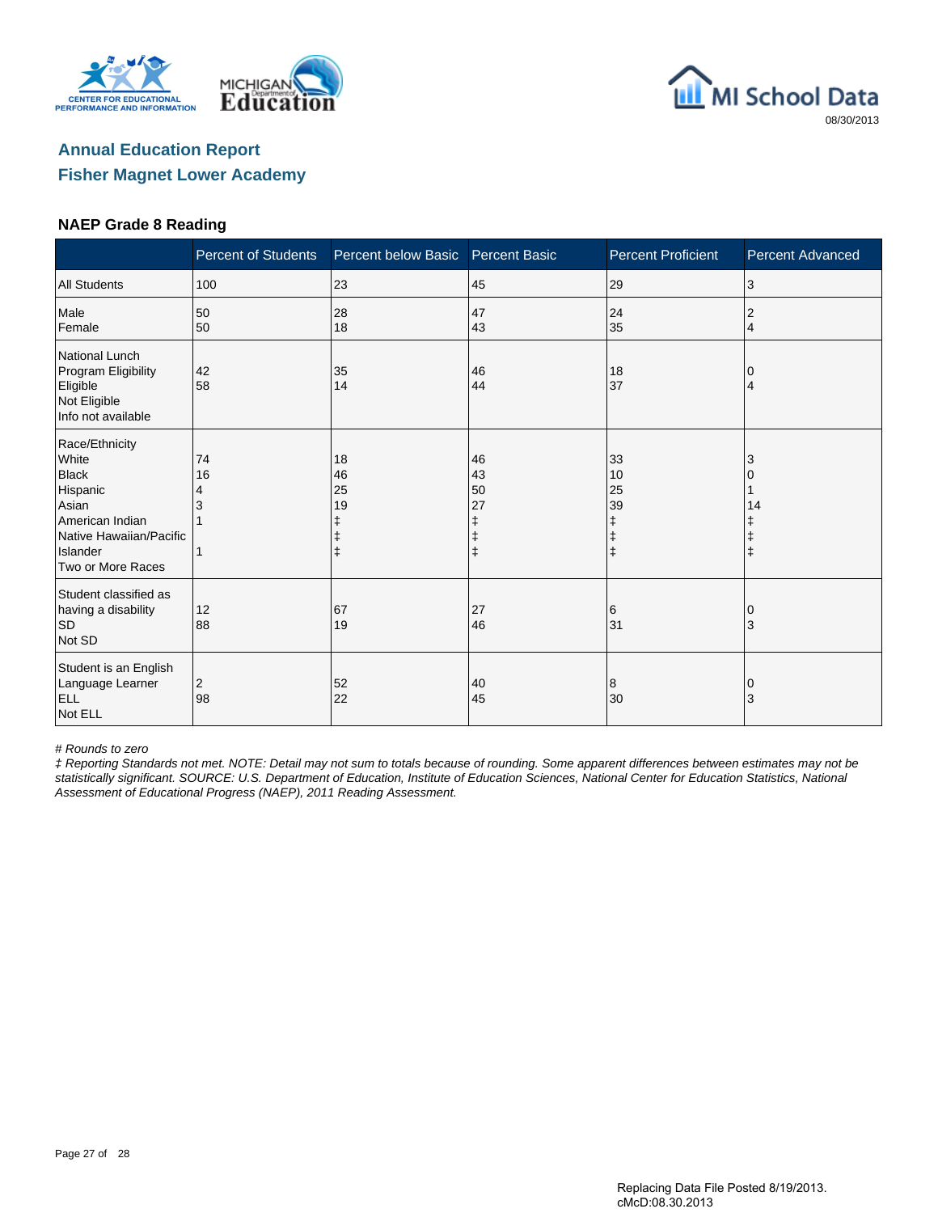MI School Data

08/30/2013

## Annual Education Report
## Fisher Magnet Lower Academy

### NAEP Grade 8 Reading

| | Percent of Students | Percent below Basic | Percent Basic | Percent Proficient | Percent Advanced |
|---|---|---|---|---|---|
| All Students | 100 | 23 | 45 | 29 | 3 |
| Male | 50 | 28 | 47 | 24 | 2 |
| Female | 50 | 18 | 43 | 35 | 4 |
| National Lunch Program Eligibility | | | | | |
| Eligible | 42 | 35 | 46 | 18 | 0 |
| Not Eligible | 58 | 14 | 44 | 37 | 4 |
| Info not available | | | | | |
| Race/Ethnicity | | | | | |
| White | 74 | 18 | 46 | 33 | 3 |
| Black | 16 | 46 | 43 | 10 | 0 |
| Hispanic | 4 | 25 | 50 | 25 | 1 |
| Asian | 3 | 19 | 27 | 39 | 14 |
| American Indian | 1 | ‡ | ‡ | ‡ | ‡ |
| Native Hawaiian/Pacific Islander | | ‡ | ‡ | ‡ | ‡ |
| Two or More Races | 1 | ‡ | ‡ | ‡ | ‡ |
| Student classified as having a disability | | | | | |
| SD | 12 | 67 | 27 | 6 | 0 |
| Not SD | 88 | 19 | 46 | 31 | 3 |
| Student is an English Language Learner | | | | | |
| ELL | 2 | 52 | 40 | 8 | 0 |
| Not ELL | 98 | 22 | 45 | 30 | 3 |

*# Rounds to zero*

*‡ Reporting Standards not met. NOTE: Detail may not sum to totals because of rounding. Some apparent differences between estimates may not be statistically significant. SOURCE: U.S. Department of Education, Institute of Education Sciences, National Center for Education Statistics, National Assessment of Educational Progress (NAEP), 2011 Reading Assessment.*

Replacing Data File Posted 8/19/2013.
cMcD:08.30.2013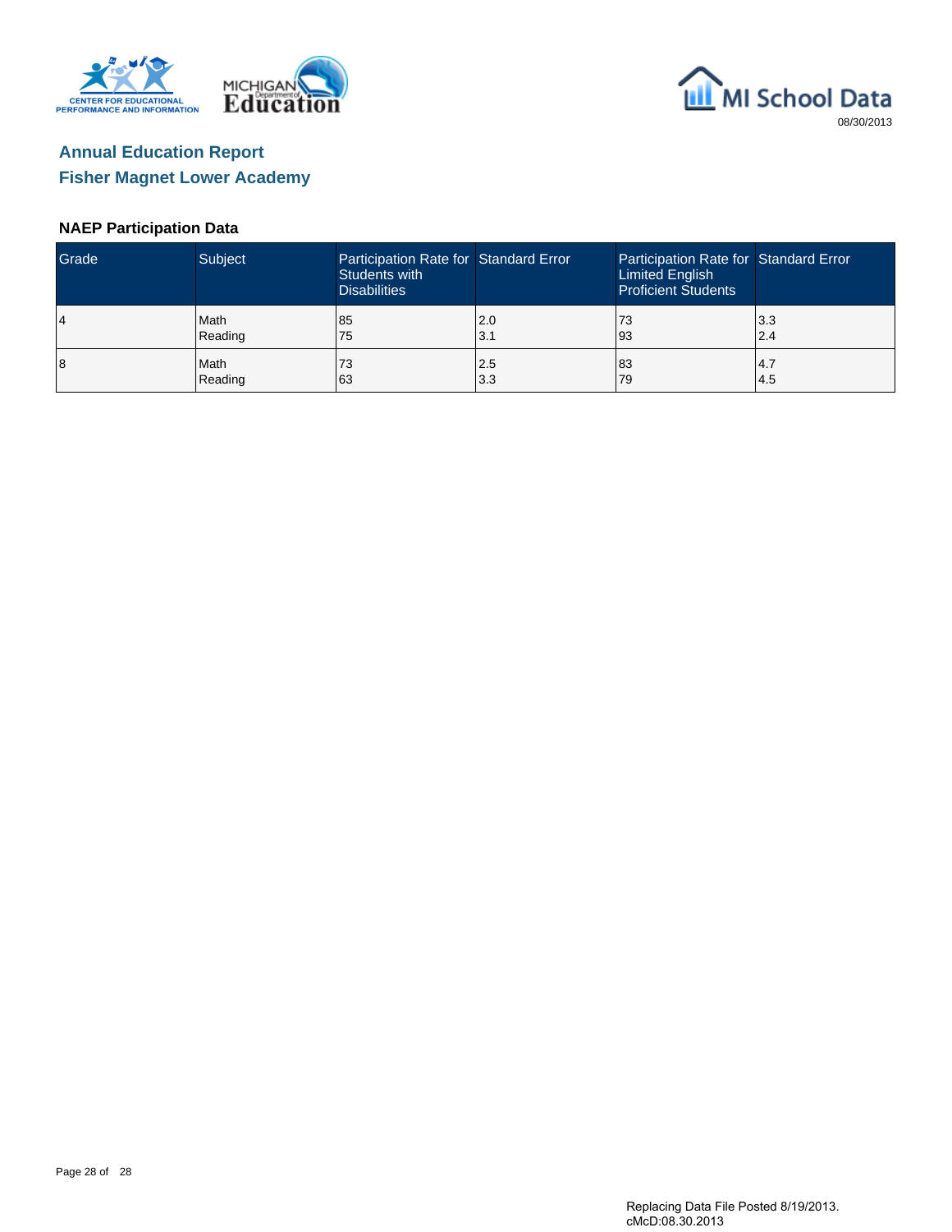MI School Data

08/30/2013

## Annual Education Report
## Fisher Magnet Lower Academy

### NAEP Participation Data

| Grade | Subject | Participation Rate for Students with Disabilities | Standard Error | Participation Rate for Limited English Proficient Students | Standard Error |
|---|---|---|---|---|---|
| 4 | Math | 85 | 2.0 | 73 | 3.3 |
| | Reading | 75 | 3.1 | 93 | 2.4 |
| 8 | Math | 73 | 2.5 | 83 | 4.7 |
| | Reading | 63 | 3.3 | 79 | 4.5 |

Replacing Data File Posted 8/19/2013.
cMcD:08.30.2013